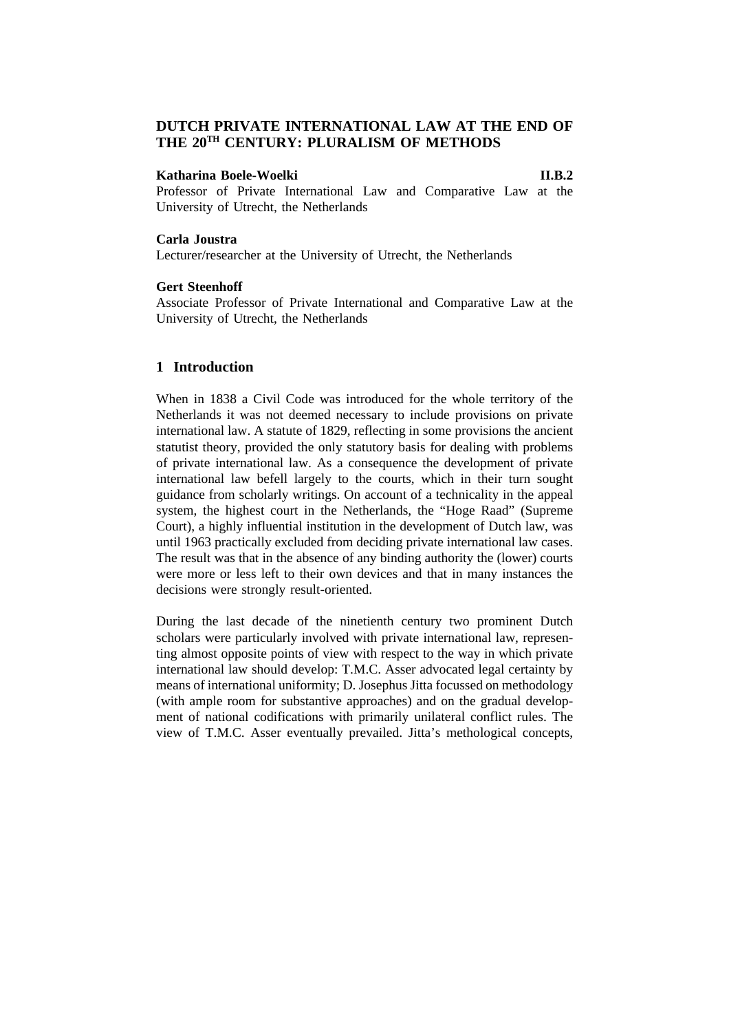# DUTCH PRIVATE INTERNATIONAL LAW AT THE END OF THE 20TH CENTURY: PLURALISM OF METHODS

**Katharina Boele-Woelki** **II.B.2**

Professor of Private International Law and Comparative Law at the University of Utrecht, the Netherlands

**Carla Joustra**

Lecturer/researcher at the University of Utrecht, the Netherlands

**Gert Steenhoff**

Associate Professor of Private International and Comparative Law at the University of Utrecht, the Netherlands

## 1 Introduction

When in 1838 a Civil Code was introduced for the whole territory of the Netherlands it was not deemed necessary to include provisions on private international law. A statute of 1829, reflecting in some provisions the ancient statutist theory, provided the only statutory basis for dealing with problems of private international law. As a consequence the development of private international law befell largely to the courts, which in their turn sought guidance from scholarly writings. On account of a technicality in the appeal system, the highest court in the Netherlands, the "Hoge Raad" (Supreme Court), a highly influential institution in the development of Dutch law, was until 1963 practically excluded from deciding private international law cases. The result was that in the absence of any binding authority the (lower) courts were more or less left to their own devices and that in many instances the decisions were strongly result-oriented.

During the last decade of the nineteenth century two prominent Dutch scholars were particularly involved with private international law, representing almost opposite points of view with respect to the way in which private international law should develop: T.M.C. Asser advocated legal certainty by means of international uniformity; D. Josephus Jitta focussed on methodology (with ample room for substantive approaches) and on the gradual development of national codifications with primarily unilateral conflict rules. The view of T.M.C. Asser eventually prevailed. Jitta's methological concepts,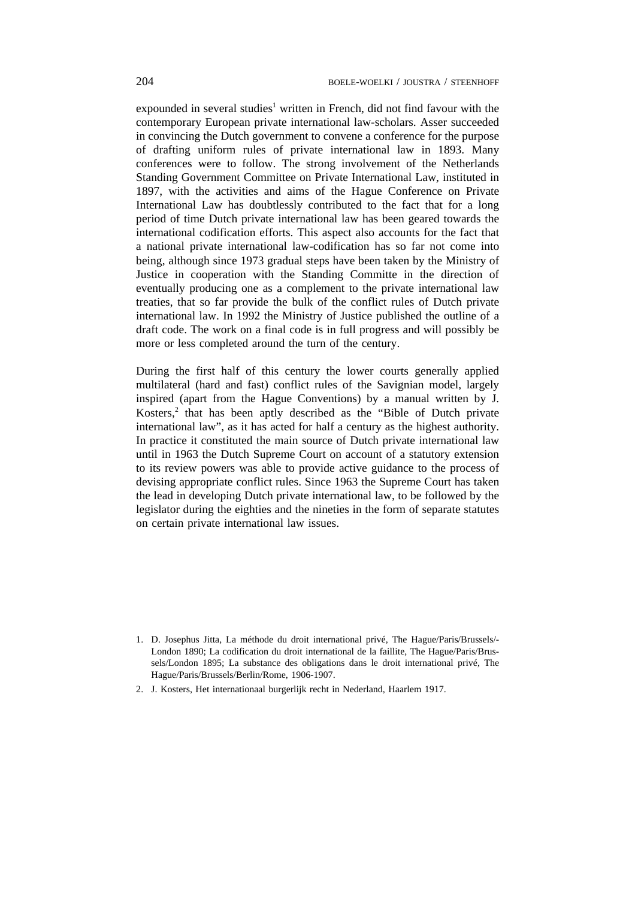expounded in several studies[1] written in French, did not find favour with the contemporary European private international law-scholars. Asser succeeded in convincing the Dutch government to convene a conference for the purpose of drafting uniform rules of private international law in 1893. Many conferences were to follow. The strong involvement of the Netherlands Standing Government Committee on Private International Law, instituted in 1897, with the activities and aims of the Hague Conference on Private International Law has doubtlessly contributed to the fact that for a long period of time Dutch private international law has been geared towards the international codification efforts. This aspect also accounts for the fact that a national private international law-codification has so far not come into being, although since 1973 gradual steps have been taken by the Ministry of Justice in cooperation with the Standing Committe in the direction of eventually producing one as a complement to the private international law treaties, that so far provide the bulk of the conflict rules of Dutch private international law. In 1992 the Ministry of Justice published the outline of a draft code. The work on a final code is in full progress and will possibly be more or less completed around the turn of the century.

During the first half of this century the lower courts generally applied multilateral (hard and fast) conflict rules of the Savignian model, largely inspired (apart from the Hague Conventions) by a manual written by J. Kosters,[2] that has been aptly described as the "Bible of Dutch private international law", as it has acted for half a century as the highest authority. In practice it constituted the main source of Dutch private international law until in 1963 the Dutch Supreme Court on account of a statutory extension to its review powers was able to provide active guidance to the process of devising appropriate conflict rules. Since 1963 the Supreme Court has taken the lead in developing Dutch private international law, to be followed by the legislator during the eighties and the nineties in the form of separate statutes on certain private international law issues.

1. D. Josephus Jitta, La méthode du droit international privé, The Hague/Paris/Brussels/-London 1890; La codification du droit international de la faillite, The Hague/Paris/Brussels/London 1895; La substance des obligations dans le droit international privé, The Hague/Paris/Brussels/Berlin/Rome, 1906-1907.

2. J. Kosters, Het internationaal burgerlijk recht in Nederland, Haarlem 1917.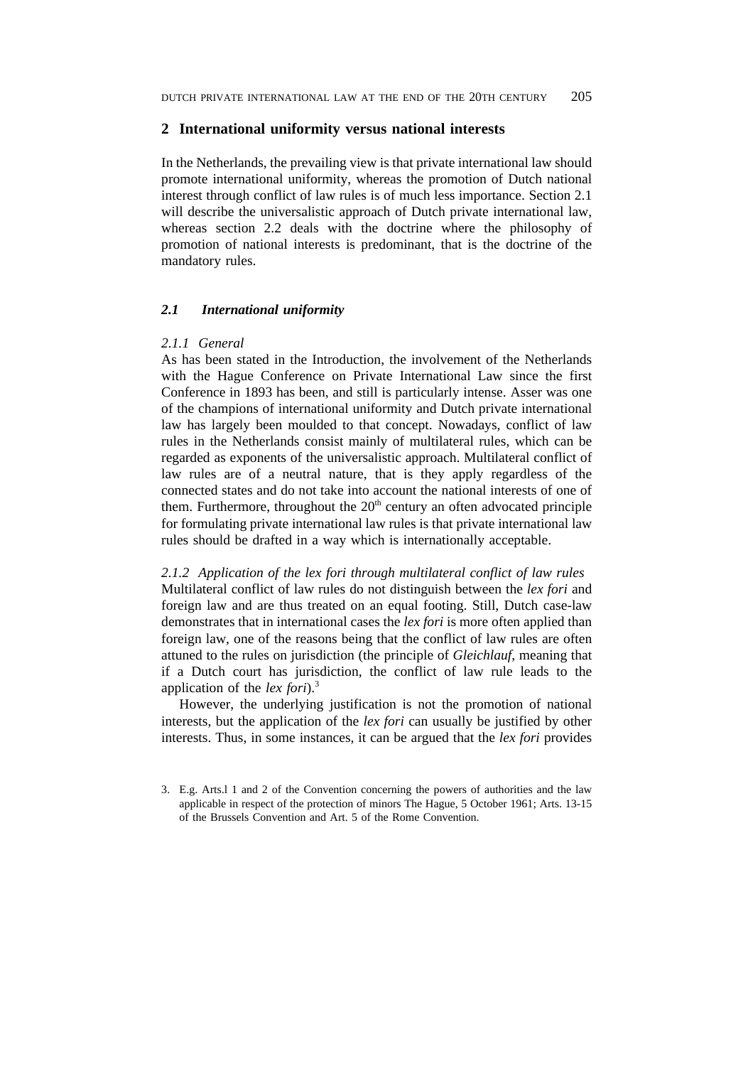## 2 International uniformity versus national interests

In the Netherlands, the prevailing view is that private international law should promote international uniformity, whereas the promotion of Dutch national interest through conflict of law rules is of much less importance. Section 2.1 will describe the universalistic approach of Dutch private international law, whereas section 2.2 deals with the doctrine where the philosophy of promotion of national interests is predominant, that is the doctrine of the mandatory rules.

### *2.1 International uniformity*

#### *2.1.1 General*

As has been stated in the Introduction, the involvement of the Netherlands with the Hague Conference on Private International Law since the first Conference in 1893 has been, and still is particularly intense. Asser was one of the champions of international uniformity and Dutch private international law has largely been moulded to that concept. Nowadays, conflict of law rules in the Netherlands consist mainly of multilateral rules, which can be regarded as exponents of the universalistic approach. Multilateral conflict of law rules are of a neutral nature, that is they apply regardless of the connected states and do not take into account the national interests of one of them. Furthermore, throughout the 20th century an often advocated principle for formulating private international law rules is that private international law rules should be drafted in a way which is internationally acceptable.

#### *2.1.2 Application of the lex fori through multilateral conflict of law rules*

Multilateral conflict of law rules do not distinguish between the *lex fori* and foreign law and are thus treated on an equal footing. Still, Dutch case-law demonstrates that in international cases the *lex fori* is more often applied than foreign law, one of the reasons being that the conflict of law rules are often attuned to the rules on jurisdiction (the principle of *Gleichlauf*, meaning that if a Dutch court has jurisdiction, the conflict of law rule leads to the application of the *lex fori*).[3]

However, the underlying justification is not the promotion of national interests, but the application of the *lex fori* can usually be justified by other interests. Thus, in some instances, it can be argued that the *lex fori* provides

3. E.g. Arts.l 1 and 2 of the Convention concerning the powers of authorities and the law applicable in respect of the protection of minors The Hague, 5 October 1961; Arts. 13-15 of the Brussels Convention and Art. 5 of the Rome Convention.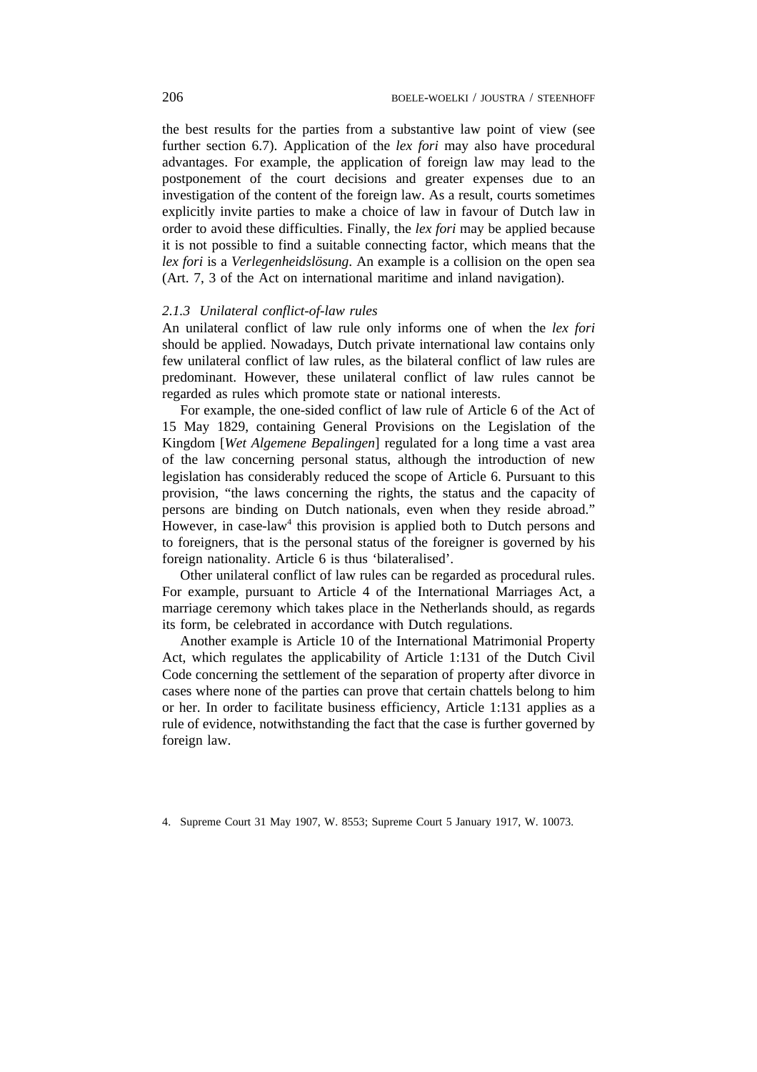the best results for the parties from a substantive law point of view (see further section 6.7). Application of the *lex fori* may also have procedural advantages. For example, the application of foreign law may lead to the postponement of the court decisions and greater expenses due to an investigation of the content of the foreign law. As a result, courts sometimes explicitly invite parties to make a choice of law in favour of Dutch law in order to avoid these difficulties. Finally, the *lex fori* may be applied because it is not possible to find a suitable connecting factor, which means that the *lex fori* is a *Verlegenheidslösung*. An example is a collision on the open sea (Art. 7, 3 of the Act on international maritime and inland navigation).

### *2.1.3 Unilateral conflict-of-law rules*

An unilateral conflict of law rule only informs one of when the *lex fori* should be applied. Nowadays, Dutch private international law contains only few unilateral conflict of law rules, as the bilateral conflict of law rules are predominant. However, these unilateral conflict of law rules cannot be regarded as rules which promote state or national interests.

For example, the one-sided conflict of law rule of Article 6 of the Act of 15 May 1829, containing General Provisions on the Legislation of the Kingdom [*Wet Algemene Bepalingen*] regulated for a long time a vast area of the law concerning personal status, although the introduction of new legislation has considerably reduced the scope of Article 6. Pursuant to this provision, "the laws concerning the rights, the status and the capacity of persons are binding on Dutch nationals, even when they reside abroad." However, in case-law[4] this provision is applied both to Dutch persons and to foreigners, that is the personal status of the foreigner is governed by his foreign nationality. Article 6 is thus 'bilateralised'.

Other unilateral conflict of law rules can be regarded as procedural rules. For example, pursuant to Article 4 of the International Marriages Act, a marriage ceremony which takes place in the Netherlands should, as regards its form, be celebrated in accordance with Dutch regulations.

Another example is Article 10 of the International Matrimonial Property Act, which regulates the applicability of Article 1:131 of the Dutch Civil Code concerning the settlement of the separation of property after divorce in cases where none of the parties can prove that certain chattels belong to him or her. In order to facilitate business efficiency, Article 1:131 applies as a rule of evidence, notwithstanding the fact that the case is further governed by foreign law.

4. Supreme Court 31 May 1907, W. 8553; Supreme Court 5 January 1917, W. 10073.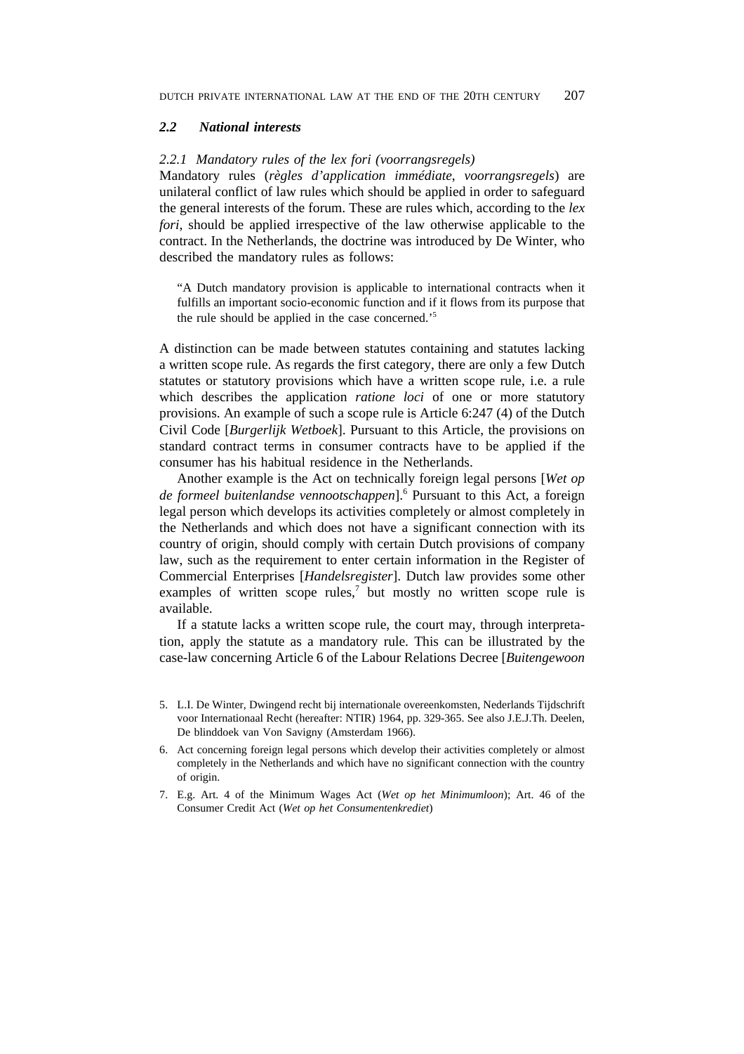### *2.2 National interests*

#### *2.2.1 Mandatory rules of the lex fori (voorrangsregels)*

Mandatory rules (*règles d'application immédiate*, *voorrangsregels*) are unilateral conflict of law rules which should be applied in order to safeguard the general interests of the forum. These are rules which, according to the *lex fori*, should be applied irrespective of the law otherwise applicable to the contract. In the Netherlands, the doctrine was introduced by De Winter, who described the mandatory rules as follows:

> "A Dutch mandatory provision is applicable to international contracts when it fulfills an important socio-economic function and if it flows from its purpose that the rule should be applied in the case concerned.'[5]

A distinction can be made between statutes containing and statutes lacking a written scope rule. As regards the first category, there are only a few Dutch statutes or statutory provisions which have a written scope rule, i.e. a rule which describes the application *ratione loci* of one or more statutory provisions. An example of such a scope rule is Article 6:247 (4) of the Dutch Civil Code [*Burgerlijk Wetboek*]. Pursuant to this Article, the provisions on standard contract terms in consumer contracts have to be applied if the consumer has his habitual residence in the Netherlands.

Another example is the Act on technically foreign legal persons [*Wet op de formeel buitenlandse vennootschappen*].[6] Pursuant to this Act, a foreign legal person which develops its activities completely or almost completely in the Netherlands and which does not have a significant connection with its country of origin, should comply with certain Dutch provisions of company law, such as the requirement to enter certain information in the Register of Commercial Enterprises [*Handelsregister*]. Dutch law provides some other examples of written scope rules,[7] but mostly no written scope rule is available.

If a statute lacks a written scope rule, the court may, through interpretation, apply the statute as a mandatory rule. This can be illustrated by the case-law concerning Article 6 of the Labour Relations Decree [*Buitengewoon*

---

5. L.I. De Winter, Dwingend recht bij internationale overeenkomsten, Nederlands Tijdschrift voor Internationaal Recht (hereafter: NTIR) 1964, pp. 329-365. See also J.E.J.Th. Deelen, De blinddoek van Von Savigny (Amsterdam 1966).
6. Act concerning foreign legal persons which develop their activities completely or almost completely in the Netherlands and which have no significant connection with the country of origin.
7. E.g. Art. 4 of the Minimum Wages Act (*Wet op het Minimumloon*); Art. 46 of the Consumer Credit Act (*Wet op het Consumentenkrediet*)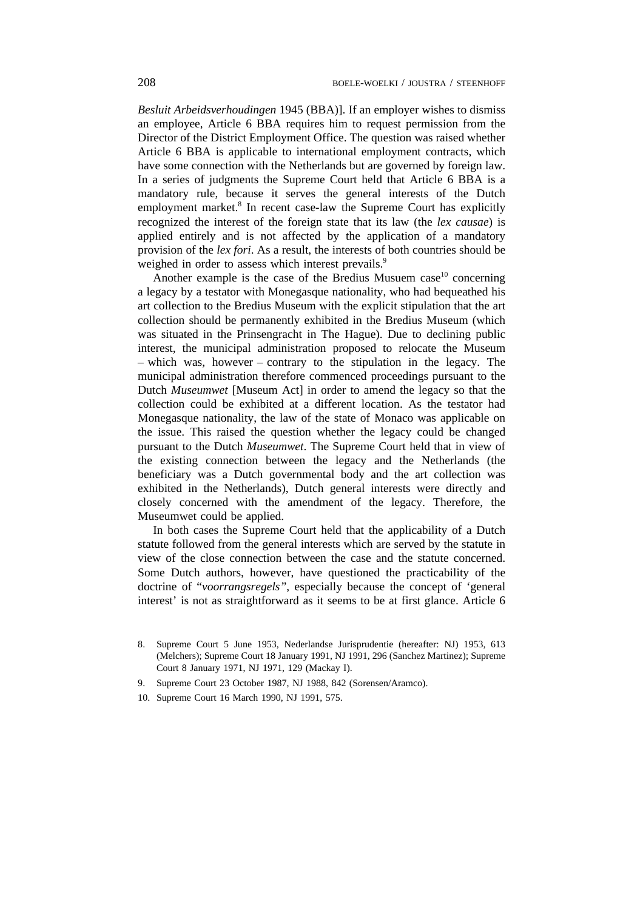*Besluit Arbeidsverhoudingen* 1945 (BBA)]. If an employer wishes to dismiss an employee, Article 6 BBA requires him to request permission from the Director of the District Employment Office. The question was raised whether Article 6 BBA is applicable to international employment contracts, which have some connection with the Netherlands but are governed by foreign law. In a series of judgments the Supreme Court held that Article 6 BBA is a mandatory rule, because it serves the general interests of the Dutch employment market.[8] In recent case-law the Supreme Court has explicitly recognized the interest of the foreign state that its law (the *lex causae*) is applied entirely and is not affected by the application of a mandatory provision of the *lex fori*. As a result, the interests of both countries should be weighed in order to assess which interest prevails.[9]

Another example is the case of the Bredius Musuem case[10] concerning a legacy by a testator with Monegasque nationality, who had bequeathed his art collection to the Bredius Museum with the explicit stipulation that the art collection should be permanently exhibited in the Bredius Museum (which was situated in the Prinsengracht in The Hague). Due to declining public interest, the municipal administration proposed to relocate the Museum – which was, however – contrary to the stipulation in the legacy. The municipal administration therefore commenced proceedings pursuant to the Dutch *Museumwet* [Museum Act] in order to amend the legacy so that the collection could be exhibited at a different location. As the testator had Monegasque nationality, the law of the state of Monaco was applicable on the issue. This raised the question whether the legacy could be changed pursuant to the Dutch *Museumwet*. The Supreme Court held that in view of the existing connection between the legacy and the Netherlands (the beneficiary was a Dutch governmental body and the art collection was exhibited in the Netherlands), Dutch general interests were directly and closely concerned with the amendment of the legacy. Therefore, the Museumwet could be applied.

In both cases the Supreme Court held that the applicability of a Dutch statute followed from the general interests which are served by the statute in view of the close connection between the case and the statute concerned. Some Dutch authors, however, have questioned the practicability of the doctrine of "*voorrangsregels"*, especially because the concept of 'general interest' is not as straightforward as it seems to be at first glance. Article 6

8. Supreme Court 5 June 1953, Nederlandse Jurisprudentie (hereafter: NJ) 1953, 613 (Melchers); Supreme Court 18 January 1991, NJ 1991, 296 (Sanchez Martinez); Supreme Court 8 January 1971, NJ 1971, 129 (Mackay I).

9. Supreme Court 23 October 1987, NJ 1988, 842 (Sorensen/Aramco).

10. Supreme Court 16 March 1990, NJ 1991, 575.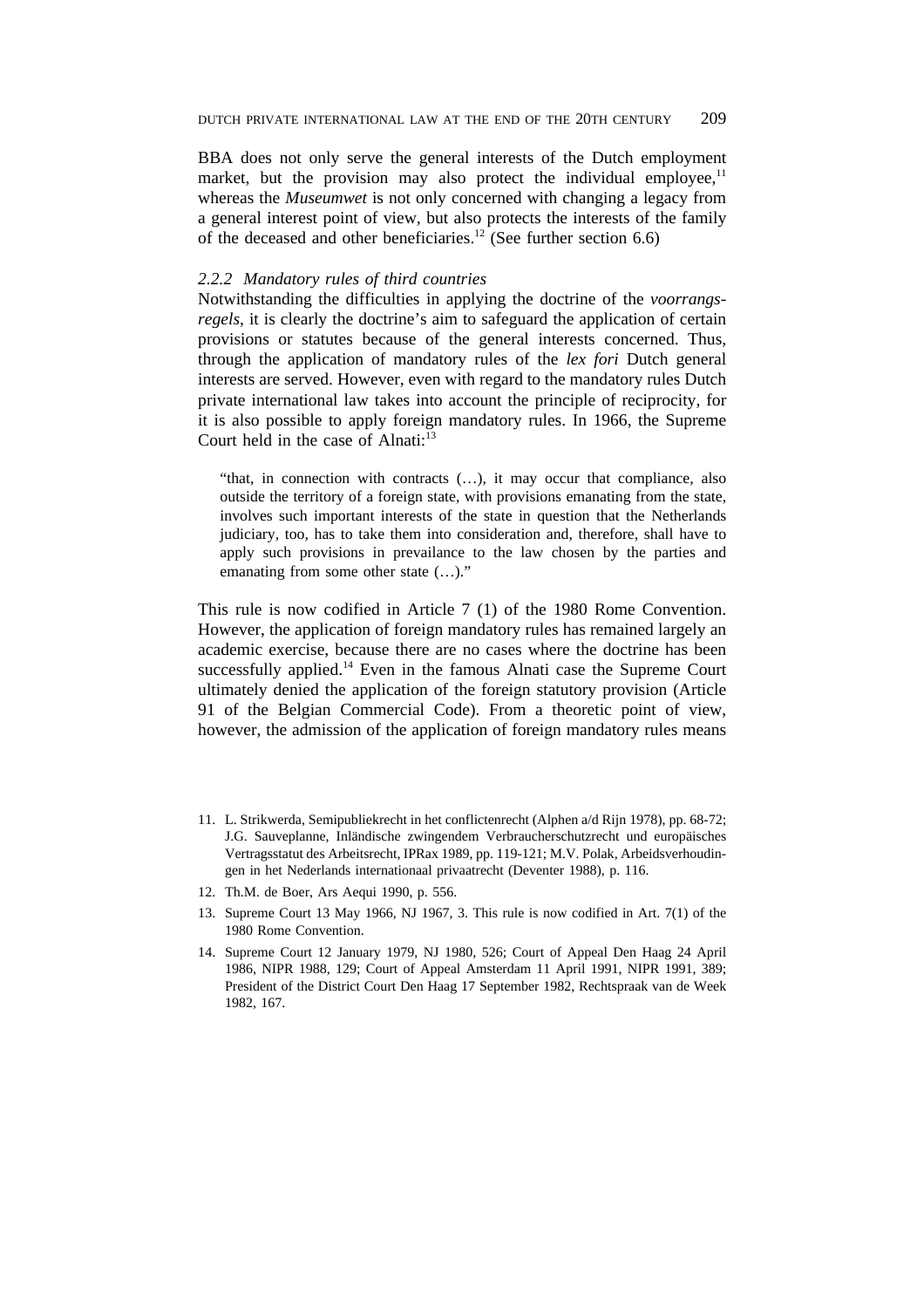BBA does not only serve the general interests of the Dutch employment market, but the provision may also protect the individual employee,[11] whereas the *Museumwet* is not only concerned with changing a legacy from a general interest point of view, but also protects the interests of the family of the deceased and other beneficiaries.[12] (See further section 6.6)

### *2.2.2 Mandatory rules of third countries*

Notwithstanding the difficulties in applying the doctrine of the *voorrangsregels*, it is clearly the doctrine's aim to safeguard the application of certain provisions or statutes because of the general interests concerned. Thus, through the application of mandatory rules of the *lex fori* Dutch general interests are served. However, even with regard to the mandatory rules Dutch private international law takes into account the principle of reciprocity, for it is also possible to apply foreign mandatory rules. In 1966, the Supreme Court held in the case of Alnati:[13]

> "that, in connection with contracts (…), it may occur that compliance, also outside the territory of a foreign state, with provisions emanating from the state, involves such important interests of the state in question that the Netherlands judiciary, too, has to take them into consideration and, therefore, shall have to apply such provisions in prevailance to the law chosen by the parties and emanating from some other state (…)."

This rule is now codified in Article 7 (1) of the 1980 Rome Convention. However, the application of foreign mandatory rules has remained largely an academic exercise, because there are no cases where the doctrine has been successfully applied.[14] Even in the famous Alnati case the Supreme Court ultimately denied the application of the foreign statutory provision (Article 91 of the Belgian Commercial Code). From a theoretic point of view, however, the admission of the application of foreign mandatory rules means

11. L. Strikwerda, Semipubliekrecht in het conflictenrecht (Alphen a/d Rijn 1978), pp. 68-72; J.G. Sauveplanne, Inländische zwingendem Verbraucherschutzrecht und europäisches Vertragsstatut des Arbeitsrecht, IPRax 1989, pp. 119-121; M.V. Polak, Arbeidsverhoudingen in het Nederlands internationaal privaatrecht (Deventer 1988), p. 116.
12. Th.M. de Boer, Ars Aequi 1990, p. 556.
13. Supreme Court 13 May 1966, NJ 1967, 3. This rule is now codified in Art. 7(1) of the 1980 Rome Convention.
14. Supreme Court 12 January 1979, NJ 1980, 526; Court of Appeal Den Haag 24 April 1986, NIPR 1988, 129; Court of Appeal Amsterdam 11 April 1991, NIPR 1991, 389; President of the District Court Den Haag 17 September 1982, Rechtspraak van de Week 1982, 167.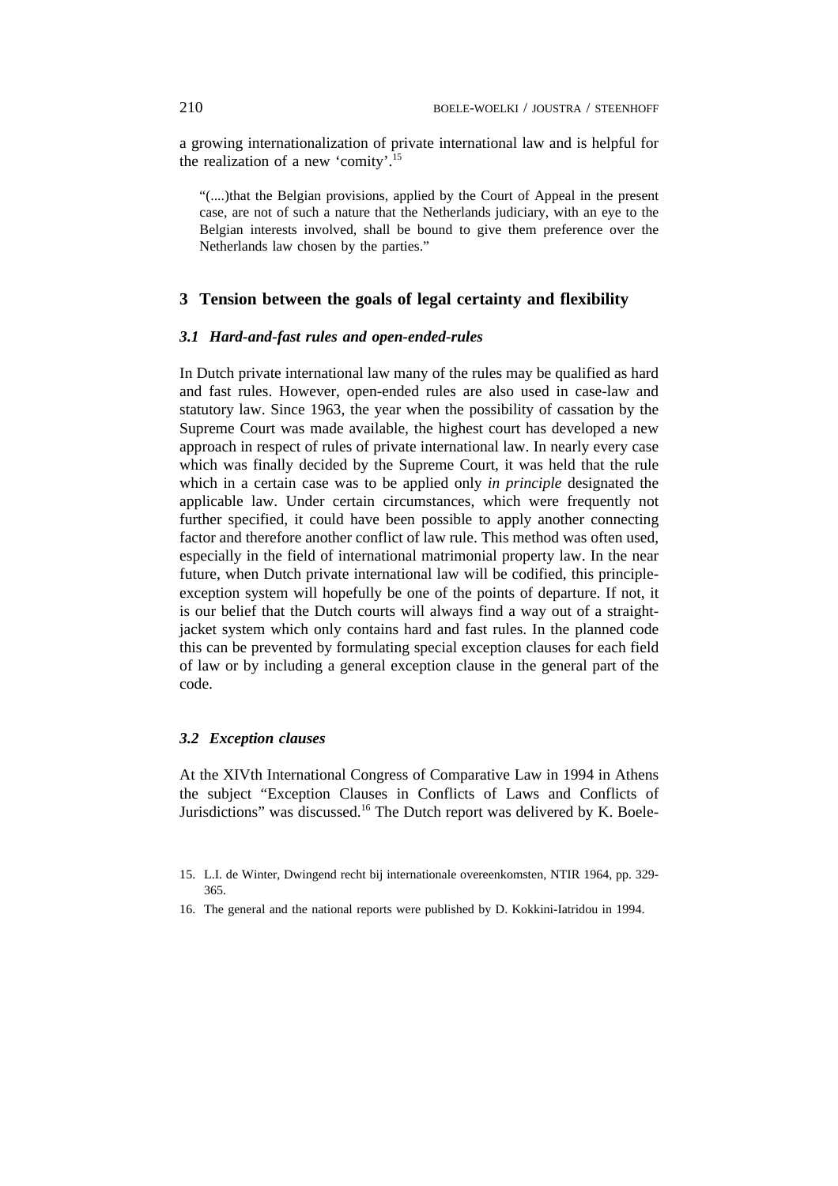a growing internationalization of private international law and is helpful for the realization of a new 'comity'.[15]

> "(....)that the Belgian provisions, applied by the Court of Appeal in the present case, are not of such a nature that the Netherlands judiciary, with an eye to the Belgian interests involved, shall be bound to give them preference over the Netherlands law chosen by the parties."

## 3 Tension between the goals of legal certainty and flexibility

### *3.1 Hard-and-fast rules and open-ended-rules*

In Dutch private international law many of the rules may be qualified as hard and fast rules. However, open-ended rules are also used in case-law and statutory law. Since 1963, the year when the possibility of cassation by the Supreme Court was made available, the highest court has developed a new approach in respect of rules of private international law. In nearly every case which was finally decided by the Supreme Court, it was held that the rule which in a certain case was to be applied only *in principle* designated the applicable law. Under certain circumstances, which were frequently not further specified, it could have been possible to apply another connecting factor and therefore another conflict of law rule. This method was often used, especially in the field of international matrimonial property law. In the near future, when Dutch private international law will be codified, this principle-exception system will hopefully be one of the points of departure. If not, it is our belief that the Dutch courts will always find a way out of a straight-jacket system which only contains hard and fast rules. In the planned code this can be prevented by formulating special exception clauses for each field of law or by including a general exception clause in the general part of the code.

### *3.2 Exception clauses*

At the XIVth International Congress of Comparative Law in 1994 in Athens the subject "Exception Clauses in Conflicts of Laws and Conflicts of Jurisdictions" was discussed.[16] The Dutch report was delivered by K. Boele-

15. L.I. de Winter, Dwingend recht bij internationale overeenkomsten, NTIR 1964, pp. 329-365.

16. The general and the national reports were published by D. Kokkini-Iatridou in 1994.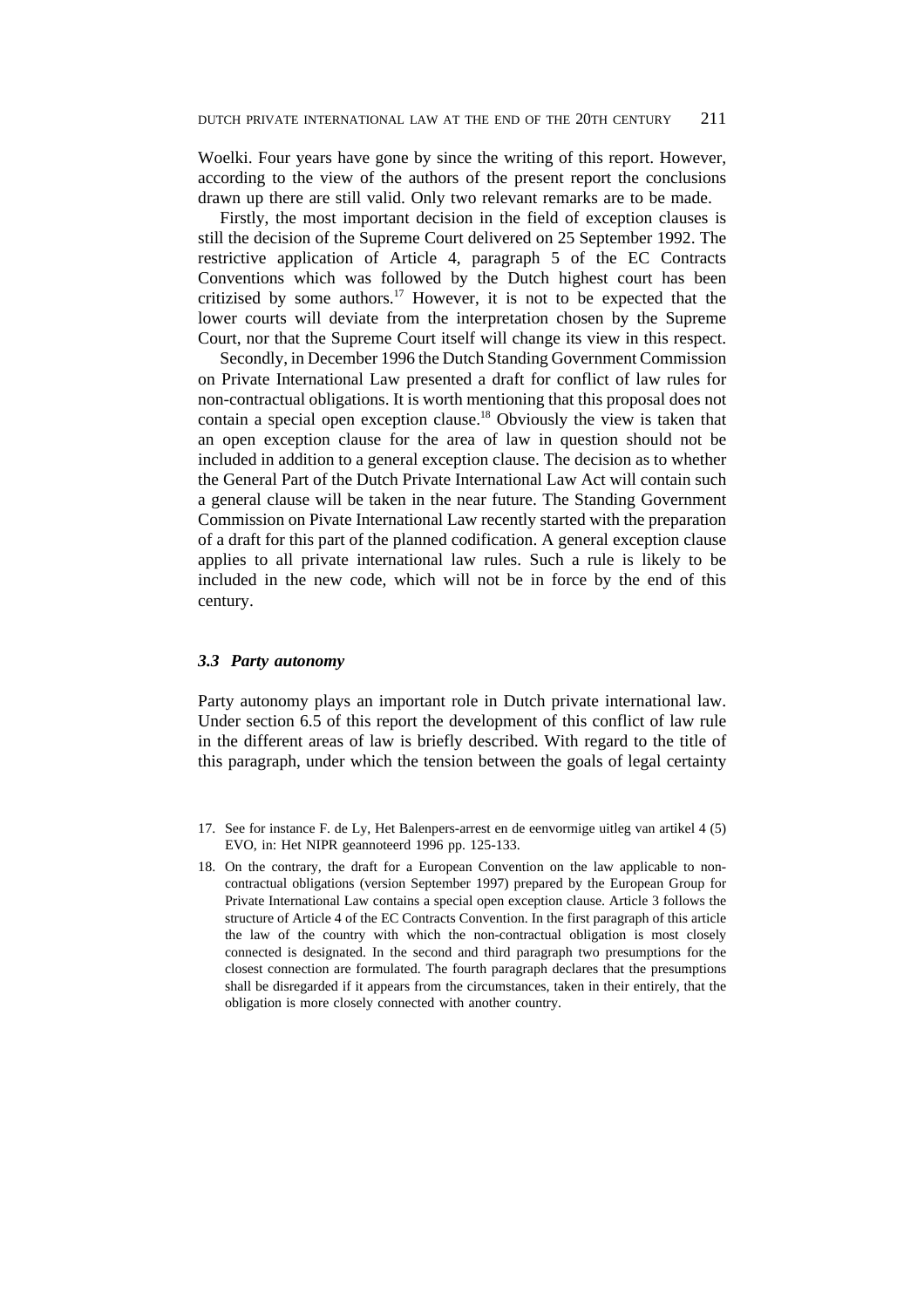Woelki. Four years have gone by since the writing of this report. However, according to the view of the authors of the present report the conclusions drawn up there are still valid. Only two relevant remarks are to be made.

Firstly, the most important decision in the field of exception clauses is still the decision of the Supreme Court delivered on 25 September 1992. The restrictive application of Article 4, paragraph 5 of the EC Contracts Conventions which was followed by the Dutch highest court has been critizised by some authors.[17] However, it is not to be expected that the lower courts will deviate from the interpretation chosen by the Supreme Court, nor that the Supreme Court itself will change its view in this respect.

Secondly, in December 1996 the Dutch Standing Government Commission on Private International Law presented a draft for conflict of law rules for non-contractual obligations. It is worth mentioning that this proposal does not contain a special open exception clause.[18] Obviously the view is taken that an open exception clause for the area of law in question should not be included in addition to a general exception clause. The decision as to whether the General Part of the Dutch Private International Law Act will contain such a general clause will be taken in the near future. The Standing Government Commission on Pivate International Law recently started with the preparation of a draft for this part of the planned codification. A general exception clause applies to all private international law rules. Such a rule is likely to be included in the new code, which will not be in force by the end of this century.

### *3.3 Party autonomy*

Party autonomy plays an important role in Dutch private international law. Under section 6.5 of this report the development of this conflict of law rule in the different areas of law is briefly described. With regard to the title of this paragraph, under which the tension between the goals of legal certainty

17. See for instance F. de Ly, Het Balenpers-arrest en de eenvormige uitleg van artikel 4 (5) EVO, in: Het NIPR geannoteerd 1996 pp. 125-133.

18. On the contrary, the draft for a European Convention on the law applicable to non-contractual obligations (version September 1997) prepared by the European Group for Private International Law contains a special open exception clause. Article 3 follows the structure of Article 4 of the EC Contracts Convention. In the first paragraph of this article the law of the country with which the non-contractual obligation is most closely connected is designated. In the second and third paragraph two presumptions for the closest connection are formulated. The fourth paragraph declares that the presumptions shall be disregarded if it appears from the circumstances, taken in their entirely, that the obligation is more closely connected with another country.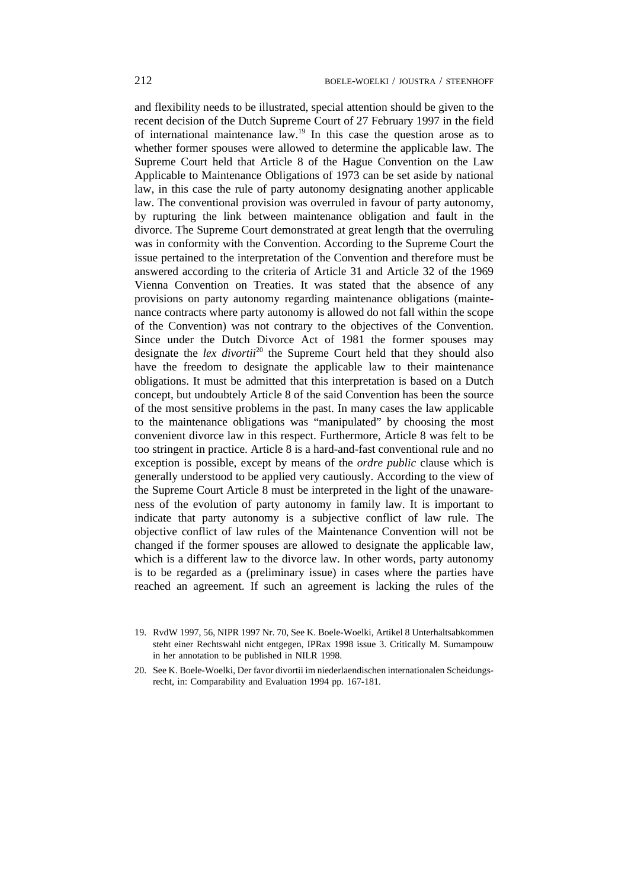and flexibility needs to be illustrated, special attention should be given to the recent decision of the Dutch Supreme Court of 27 February 1997 in the field of international maintenance law.[19] In this case the question arose as to whether former spouses were allowed to determine the applicable law. The Supreme Court held that Article 8 of the Hague Convention on the Law Applicable to Maintenance Obligations of 1973 can be set aside by national law, in this case the rule of party autonomy designating another applicable law. The conventional provision was overruled in favour of party autonomy, by rupturing the link between maintenance obligation and fault in the divorce. The Supreme Court demonstrated at great length that the overruling was in conformity with the Convention. According to the Supreme Court the issue pertained to the interpretation of the Convention and therefore must be answered according to the criteria of Article 31 and Article 32 of the 1969 Vienna Convention on Treaties. It was stated that the absence of any provisions on party autonomy regarding maintenance obligations (maintenance contracts where party autonomy is allowed do not fall within the scope of the Convention) was not contrary to the objectives of the Convention. Since under the Dutch Divorce Act of 1981 the former spouses may designate the *lex divortii*[20] the Supreme Court held that they should also have the freedom to designate the applicable law to their maintenance obligations. It must be admitted that this interpretation is based on a Dutch concept, but undoubtely Article 8 of the said Convention has been the source of the most sensitive problems in the past. In many cases the law applicable to the maintenance obligations was "manipulated" by choosing the most convenient divorce law in this respect. Furthermore, Article 8 was felt to be too stringent in practice. Article 8 is a hard-and-fast conventional rule and no exception is possible, except by means of the *ordre public* clause which is generally understood to be applied very cautiously. According to the view of the Supreme Court Article 8 must be interpreted in the light of the unawareness of the evolution of party autonomy in family law. It is important to indicate that party autonomy is a subjective conflict of law rule. The objective conflict of law rules of the Maintenance Convention will not be changed if the former spouses are allowed to designate the applicable law, which is a different law to the divorce law. In other words, party autonomy is to be regarded as a (preliminary issue) in cases where the parties have reached an agreement. If such an agreement is lacking the rules of the

19. RvdW 1997, 56, NIPR 1997 Nr. 70, See K. Boele-Woelki, Artikel 8 Unterhaltsabkommen steht einer Rechtswahl nicht entgegen, IPRax 1998 issue 3. Critically M. Sumampouw in her annotation to be published in NILR 1998.

20. See K. Boele-Woelki, Der favor divortii im niederlaendischen internationalen Scheidungsrecht, in: Comparability and Evaluation 1994 pp. 167-181.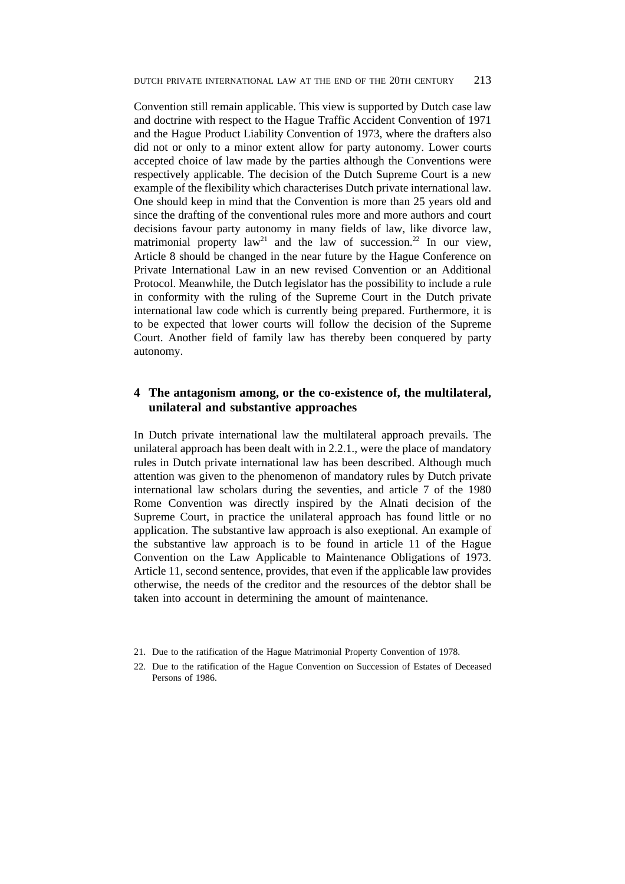Convention still remain applicable. This view is supported by Dutch case law and doctrine with respect to the Hague Traffic Accident Convention of 1971 and the Hague Product Liability Convention of 1973, where the drafters also did not or only to a minor extent allow for party autonomy. Lower courts accepted choice of law made by the parties although the Conventions were respectively applicable. The decision of the Dutch Supreme Court is a new example of the flexibility which characterises Dutch private international law. One should keep in mind that the Convention is more than 25 years old and since the drafting of the conventional rules more and more authors and court decisions favour party autonomy in many fields of law, like divorce law, matrimonial property law[21] and the law of succession.[22] In our view, Article 8 should be changed in the near future by the Hague Conference on Private International Law in an new revised Convention or an Additional Protocol. Meanwhile, the Dutch legislator has the possibility to include a rule in conformity with the ruling of the Supreme Court in the Dutch private international law code which is currently being prepared. Furthermore, it is to be expected that lower courts will follow the decision of the Supreme Court. Another field of family law has thereby been conquered by party autonomy.

## 4 The antagonism among, or the co-existence of, the multilateral, unilateral and substantive approaches

In Dutch private international law the multilateral approach prevails. The unilateral approach has been dealt with in 2.2.1., were the place of mandatory rules in Dutch private international law has been described. Although much attention was given to the phenomenon of mandatory rules by Dutch private international law scholars during the seventies, and article 7 of the 1980 Rome Convention was directly inspired by the Alnati decision of the Supreme Court, in practice the unilateral approach has found little or no application. The substantive law approach is also exeptional. An example of the substantive law approach is to be found in article 11 of the Hague Convention on the Law Applicable to Maintenance Obligations of 1973. Article 11, second sentence, provides, that even if the applicable law provides otherwise, the needs of the creditor and the resources of the debtor shall be taken into account in determining the amount of maintenance.

21. Due to the ratification of the Hague Matrimonial Property Convention of 1978.

22. Due to the ratification of the Hague Convention on Succession of Estates of Deceased Persons of 1986.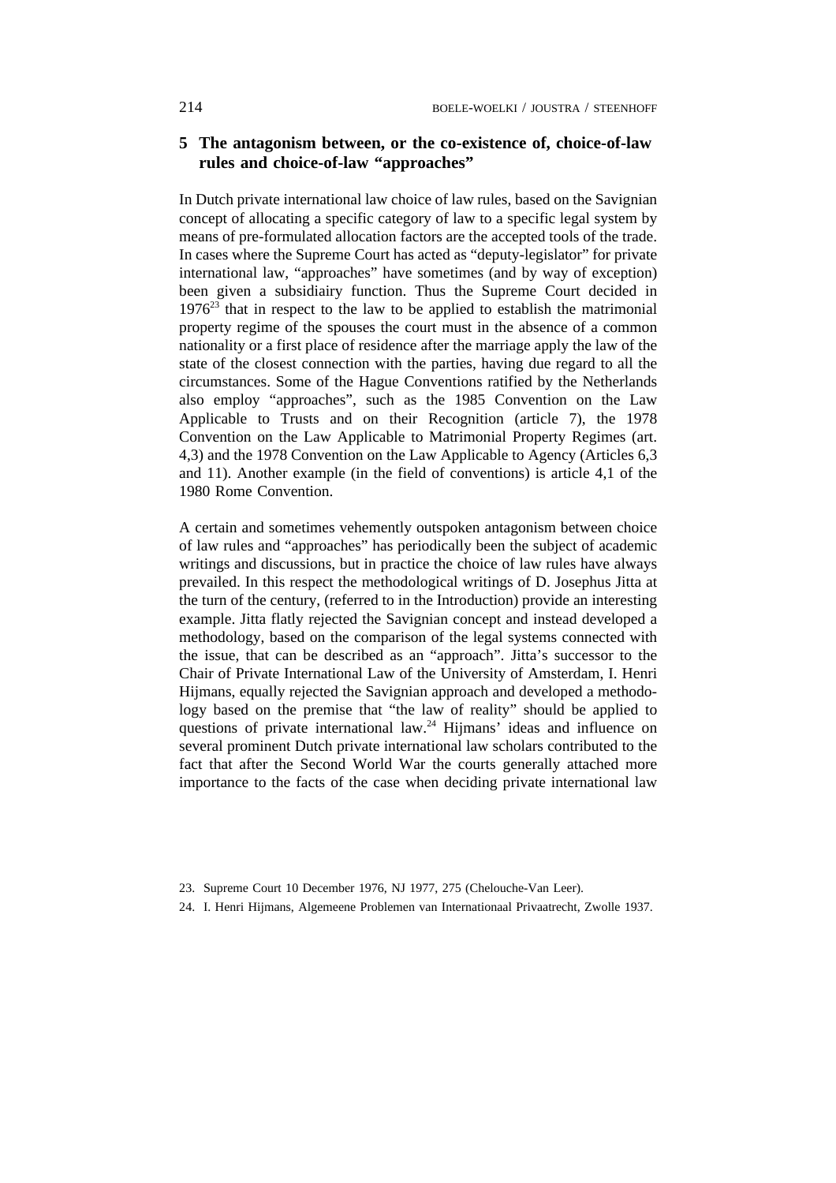## 5 The antagonism between, or the co-existence of, choice-of-law rules and choice-of-law "approaches"

In Dutch private international law choice of law rules, based on the Savignian concept of allocating a specific category of law to a specific legal system by means of pre-formulated allocation factors are the accepted tools of the trade. In cases where the Supreme Court has acted as "deputy-legislator" for private international law, "approaches" have sometimes (and by way of exception) been given a subsidiairy function. Thus the Supreme Court decided in 1976[23] that in respect to the law to be applied to establish the matrimonial property regime of the spouses the court must in the absence of a common nationality or a first place of residence after the marriage apply the law of the state of the closest connection with the parties, having due regard to all the circumstances. Some of the Hague Conventions ratified by the Netherlands also employ "approaches", such as the 1985 Convention on the Law Applicable to Trusts and on their Recognition (article 7), the 1978 Convention on the Law Applicable to Matrimonial Property Regimes (art. 4,3) and the 1978 Convention on the Law Applicable to Agency (Articles 6,3 and 11). Another example (in the field of conventions) is article 4,1 of the 1980 Rome Convention.

A certain and sometimes vehemently outspoken antagonism between choice of law rules and "approaches" has periodically been the subject of academic writings and discussions, but in practice the choice of law rules have always prevailed. In this respect the methodological writings of D. Josephus Jitta at the turn of the century, (referred to in the Introduction) provide an interesting example. Jitta flatly rejected the Savignian concept and instead developed a methodology, based on the comparison of the legal systems connected with the issue, that can be described as an "approach". Jitta's successor to the Chair of Private International Law of the University of Amsterdam, I. Henri Hijmans, equally rejected the Savignian approach and developed a methodology based on the premise that "the law of reality" should be applied to questions of private international law.[24] Hijmans' ideas and influence on several prominent Dutch private international law scholars contributed to the fact that after the Second World War the courts generally attached more importance to the facts of the case when deciding private international law

23. Supreme Court 10 December 1976, NJ 1977, 275 (Chelouche-Van Leer).

24. I. Henri Hijmans, Algemeene Problemen van Internationaal Privaatrecht, Zwolle 1937.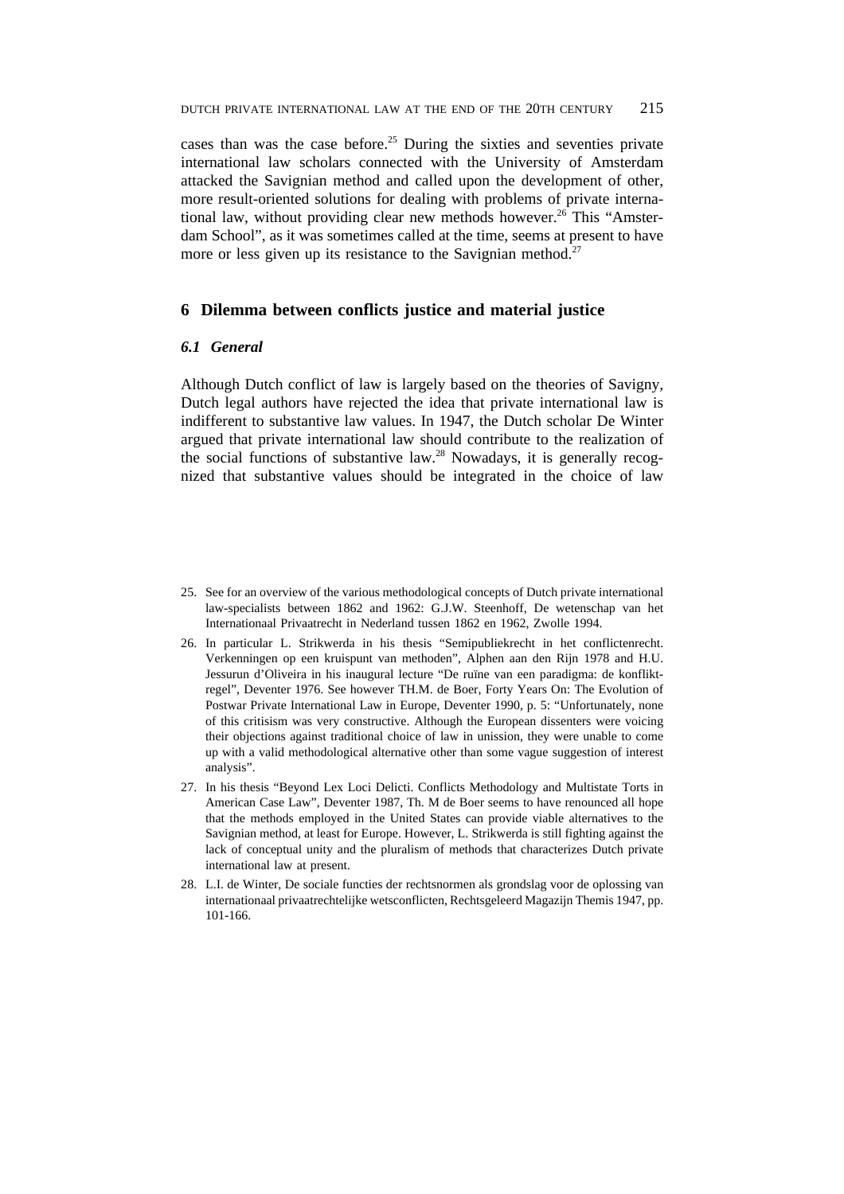cases than was the case before.[25] During the sixties and seventies private international law scholars connected with the University of Amsterdam attacked the Savignian method and called upon the development of other, more result-oriented solutions for dealing with problems of private international law, without providing clear new methods however.[26] This "Amsterdam School", as it was sometimes called at the time, seems at present to have more or less given up its resistance to the Savignian method.[27]

## 6 Dilemma between conflicts justice and material justice

### *6.1 General*

Although Dutch conflict of law is largely based on the theories of Savigny, Dutch legal authors have rejected the idea that private international law is indifferent to substantive law values. In 1947, the Dutch scholar De Winter argued that private international law should contribute to the realization of the social functions of substantive law.[28] Nowadays, it is generally recognized that substantive values should be integrated in the choice of law

25. See for an overview of the various methodological concepts of Dutch private international law-specialists between 1862 and 1962: G.J.W. Steenhoff, De wetenschap van het Internationaal Privaatrecht in Nederland tussen 1862 en 1962, Zwolle 1994.

26. In particular L. Strikwerda in his thesis "Semipubliekrecht in het conflictenrecht. Verkenningen op een kruispunt van methoden", Alphen aan den Rijn 1978 and H.U. Jessurun d'Oliveira in his inaugural lecture "De ruïne van een paradigma: de konfliktregel", Deventer 1976. See however TH.M. de Boer, Forty Years On: The Evolution of Postwar Private International Law in Europe, Deventer 1990, p. 5: "Unfortunately, none of this critisism was very constructive. Although the European dissenters were voicing their objections against traditional choice of law in unission, they were unable to come up with a valid methodological alternative other than some vague suggestion of interest analysis".

27. In his thesis "Beyond Lex Loci Delicti. Conflicts Methodology and Multistate Torts in American Case Law", Deventer 1987, Th. M de Boer seems to have renounced all hope that the methods employed in the United States can provide viable alternatives to the Savignian method, at least for Europe. However, L. Strikwerda is still fighting against the lack of conceptual unity and the pluralism of methods that characterizes Dutch private international law at present.

28. L.I. de Winter, De sociale functies der rechtsnormen als grondslag voor de oplossing van internationaal privaatrechtelijke wetsconflicten, Rechtsgeleerd Magazijn Themis 1947, pp. 101-166.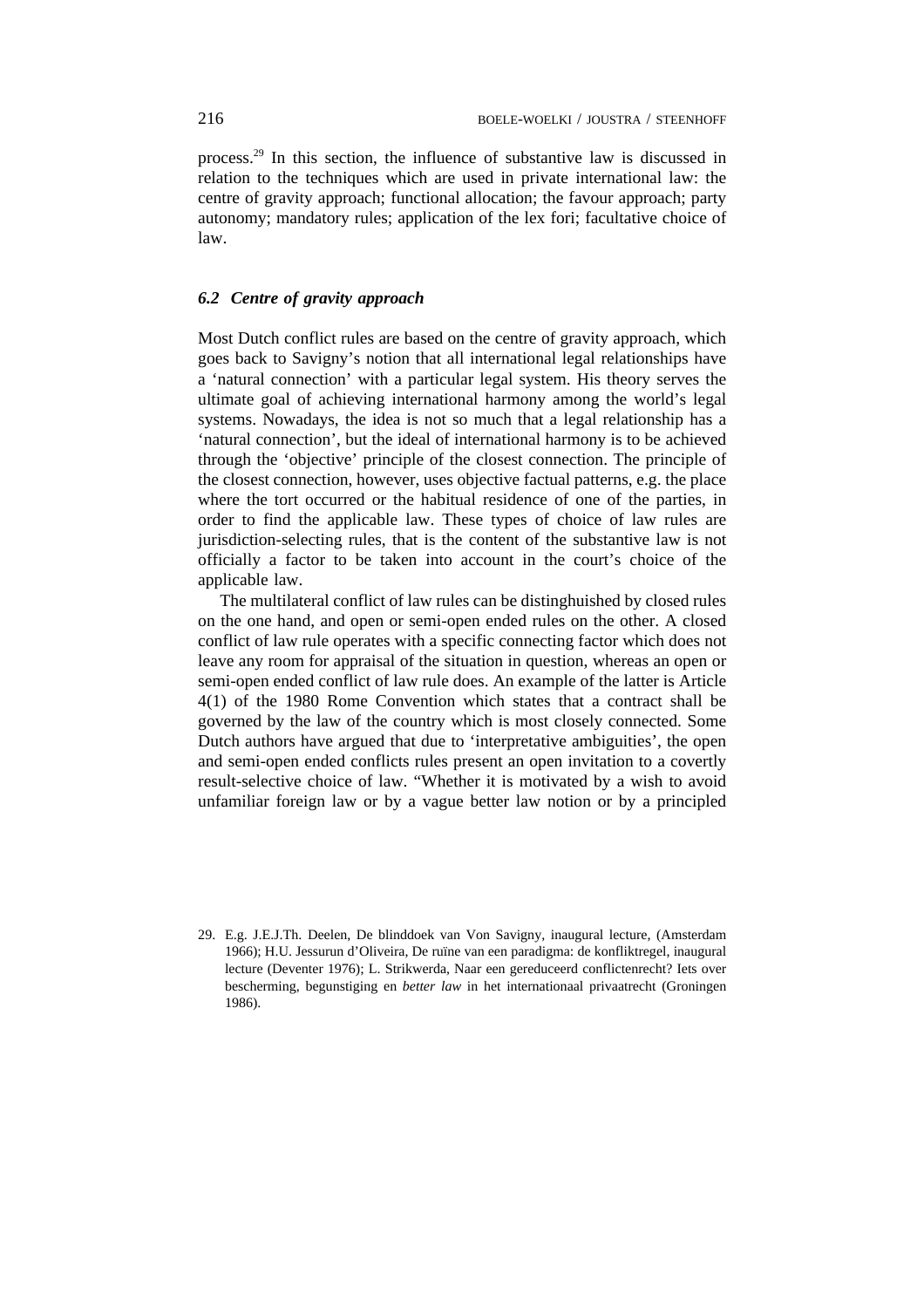process.[29] In this section, the influence of substantive law is discussed in relation to the techniques which are used in private international law: the centre of gravity approach; functional allocation; the favour approach; party autonomy; mandatory rules; application of the lex fori; facultative choice of law.

### *6.2 Centre of gravity approach*

Most Dutch conflict rules are based on the centre of gravity approach, which goes back to Savigny's notion that all international legal relationships have a 'natural connection' with a particular legal system. His theory serves the ultimate goal of achieving international harmony among the world's legal systems. Nowadays, the idea is not so much that a legal relationship has a 'natural connection', but the ideal of international harmony is to be achieved through the 'objective' principle of the closest connection. The principle of the closest connection, however, uses objective factual patterns, e.g. the place where the tort occurred or the habitual residence of one of the parties, in order to find the applicable law. These types of choice of law rules are jurisdiction-selecting rules, that is the content of the substantive law is not officially a factor to be taken into account in the court's choice of the applicable law.

The multilateral conflict of law rules can be distinghuished by closed rules on the one hand, and open or semi-open ended rules on the other. A closed conflict of law rule operates with a specific connecting factor which does not leave any room for appraisal of the situation in question, whereas an open or semi-open ended conflict of law rule does. An example of the latter is Article 4(1) of the 1980 Rome Convention which states that a contract shall be governed by the law of the country which is most closely connected. Some Dutch authors have argued that due to 'interpretative ambiguities', the open and semi-open ended conflicts rules present an open invitation to a covertly result-selective choice of law. "Whether it is motivated by a wish to avoid unfamiliar foreign law or by a vague better law notion or by a principled

29. E.g. J.E.J.Th. Deelen, De blinddoek van Von Savigny, inaugural lecture, (Amsterdam 1966); H.U. Jessurun d'Oliveira, De ruïne van een paradigma: de konfliktregel, inaugural lecture (Deventer 1976); L. Strikwerda, Naar een gereduceerd conflictenrecht? Iets over bescherming, begunstiging en *better law* in het internationaal privaatrecht (Groningen 1986).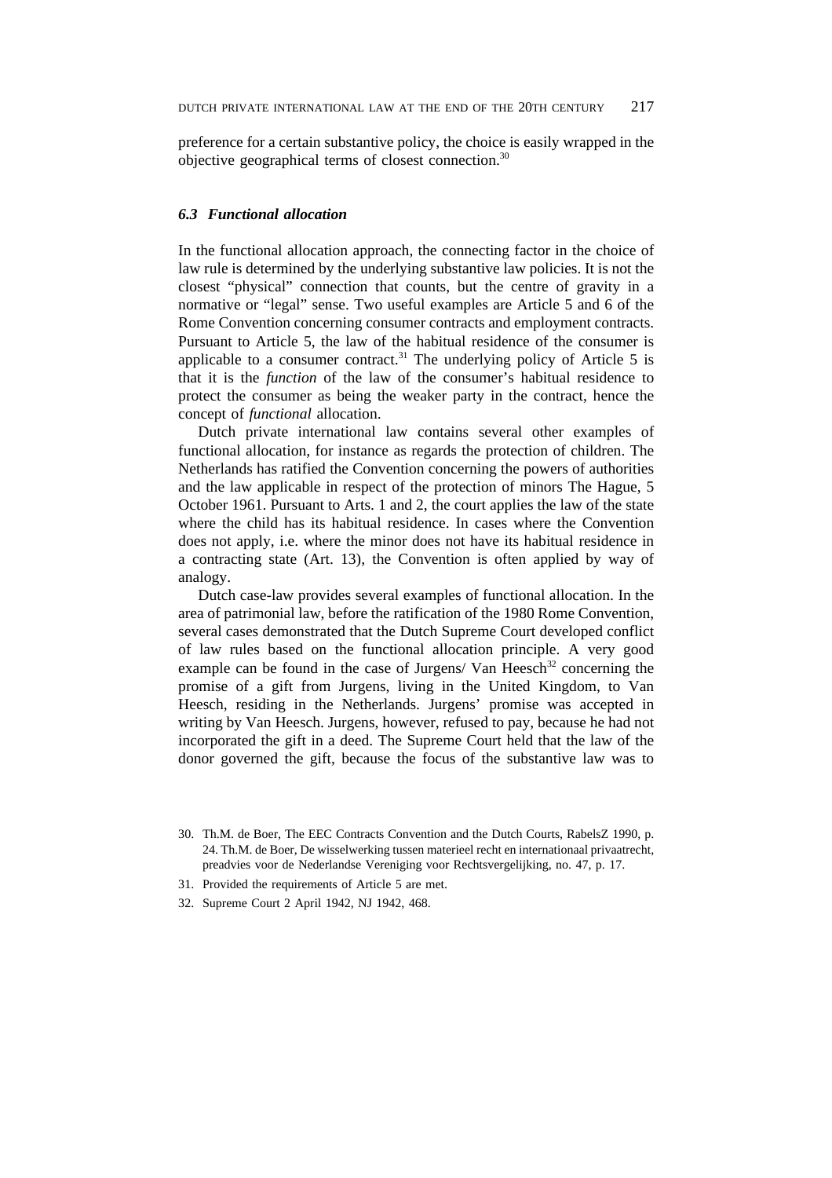preference for a certain substantive policy, the choice is easily wrapped in the objective geographical terms of closest connection.[30]

### *6.3 Functional allocation*

In the functional allocation approach, the connecting factor in the choice of law rule is determined by the underlying substantive law policies. It is not the closest "physical" connection that counts, but the centre of gravity in a normative or "legal" sense. Two useful examples are Article 5 and 6 of the Rome Convention concerning consumer contracts and employment contracts. Pursuant to Article 5, the law of the habitual residence of the consumer is applicable to a consumer contract.[31] The underlying policy of Article 5 is that it is the *function* of the law of the consumer's habitual residence to protect the consumer as being the weaker party in the contract, hence the concept of *functional* allocation.

Dutch private international law contains several other examples of functional allocation, for instance as regards the protection of children. The Netherlands has ratified the Convention concerning the powers of authorities and the law applicable in respect of the protection of minors The Hague, 5 October 1961. Pursuant to Arts. 1 and 2, the court applies the law of the state where the child has its habitual residence. In cases where the Convention does not apply, i.e. where the minor does not have its habitual residence in a contracting state (Art. 13), the Convention is often applied by way of analogy.

Dutch case-law provides several examples of functional allocation. In the area of patrimonial law, before the ratification of the 1980 Rome Convention, several cases demonstrated that the Dutch Supreme Court developed conflict of law rules based on the functional allocation principle. A very good example can be found in the case of Jurgens/ Van Heesch[32] concerning the promise of a gift from Jurgens, living in the United Kingdom, to Van Heesch, residing in the Netherlands. Jurgens' promise was accepted in writing by Van Heesch. Jurgens, however, refused to pay, because he had not incorporated the gift in a deed. The Supreme Court held that the law of the donor governed the gift, because the focus of the substantive law was to

30. Th.M. de Boer, The EEC Contracts Convention and the Dutch Courts, RabelsZ 1990, p. 24. Th.M. de Boer, De wisselwerking tussen materieel recht en internationaal privaatrecht, preadvies voor de Nederlandse Vereniging voor Rechtsvergelijking, no. 47, p. 17.

31. Provided the requirements of Article 5 are met.

32. Supreme Court 2 April 1942, NJ 1942, 468.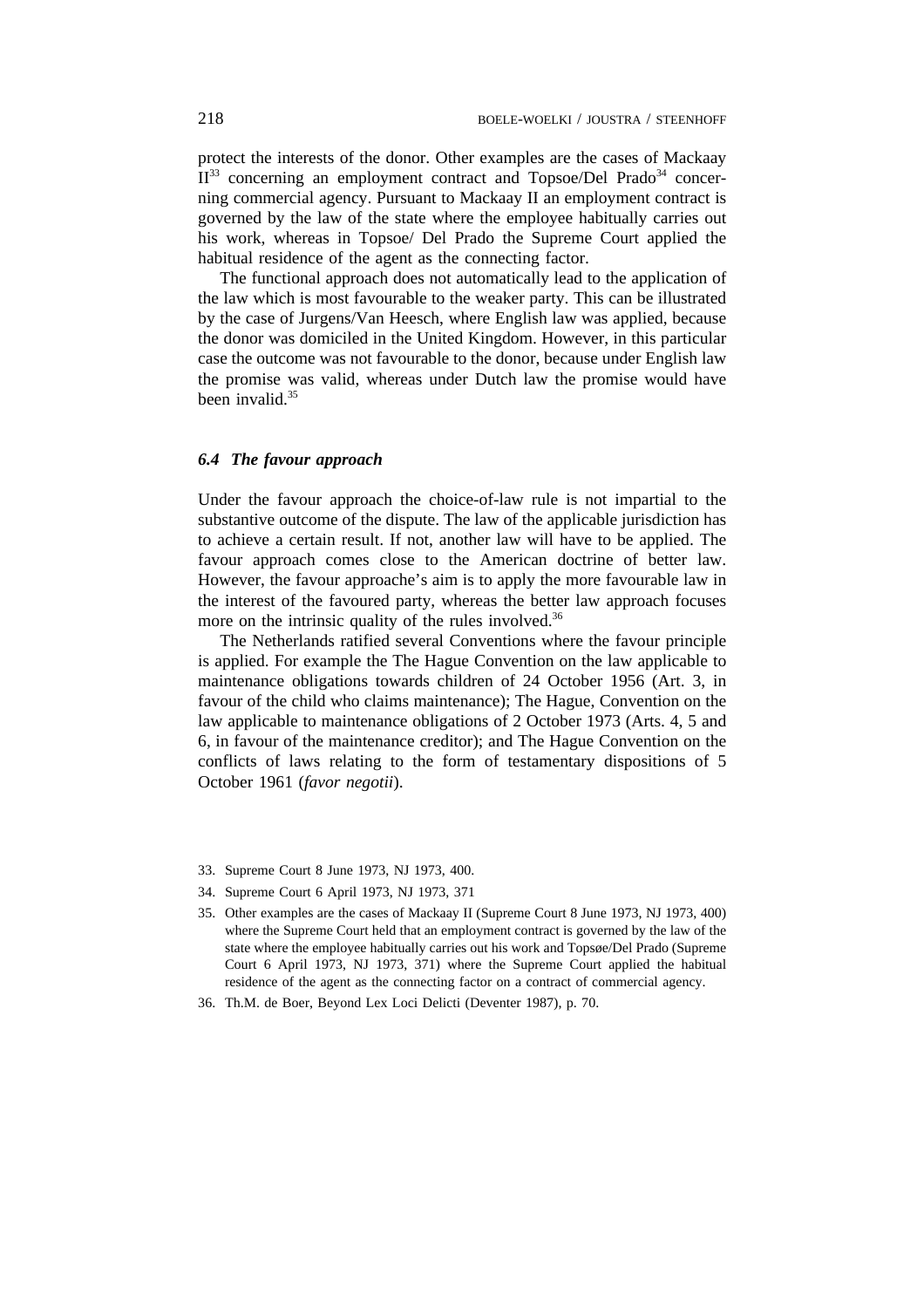protect the interests of the donor. Other examples are the cases of Mackaay II[33] concerning an employment contract and Topsoe/Del Prado[34] concerning commercial agency. Pursuant to Mackaay II an employment contract is governed by the law of the state where the employee habitually carries out his work, whereas in Topsoe/ Del Prado the Supreme Court applied the habitual residence of the agent as the connecting factor.

The functional approach does not automatically lead to the application of the law which is most favourable to the weaker party. This can be illustrated by the case of Jurgens/Van Heesch, where English law was applied, because the donor was domiciled in the United Kingdom. However, in this particular case the outcome was not favourable to the donor, because under English law the promise was valid, whereas under Dutch law the promise would have been invalid.[35]

### *6.4 The favour approach*

Under the favour approach the choice-of-law rule is not impartial to the substantive outcome of the dispute. The law of the applicable jurisdiction has to achieve a certain result. If not, another law will have to be applied. The favour approach comes close to the American doctrine of better law. However, the favour approache's aim is to apply the more favourable law in the interest of the favoured party, whereas the better law approach focuses more on the intrinsic quality of the rules involved.[36]

The Netherlands ratified several Conventions where the favour principle is applied. For example the The Hague Convention on the law applicable to maintenance obligations towards children of 24 October 1956 (Art. 3, in favour of the child who claims maintenance); The Hague, Convention on the law applicable to maintenance obligations of 2 October 1973 (Arts. 4, 5 and 6, in favour of the maintenance creditor); and The Hague Convention on the conflicts of laws relating to the form of testamentary dispositions of 5 October 1961 (*favor negotii*).

33. Supreme Court 8 June 1973, NJ 1973, 400.
34. Supreme Court 6 April 1973, NJ 1973, 371
35. Other examples are the cases of Mackaay II (Supreme Court 8 June 1973, NJ 1973, 400) where the Supreme Court held that an employment contract is governed by the law of the state where the employee habitually carries out his work and Topsøe/Del Prado (Supreme Court 6 April 1973, NJ 1973, 371) where the Supreme Court applied the habitual residence of the agent as the connecting factor on a contract of commercial agency.
36. Th.M. de Boer, Beyond Lex Loci Delicti (Deventer 1987), p. 70.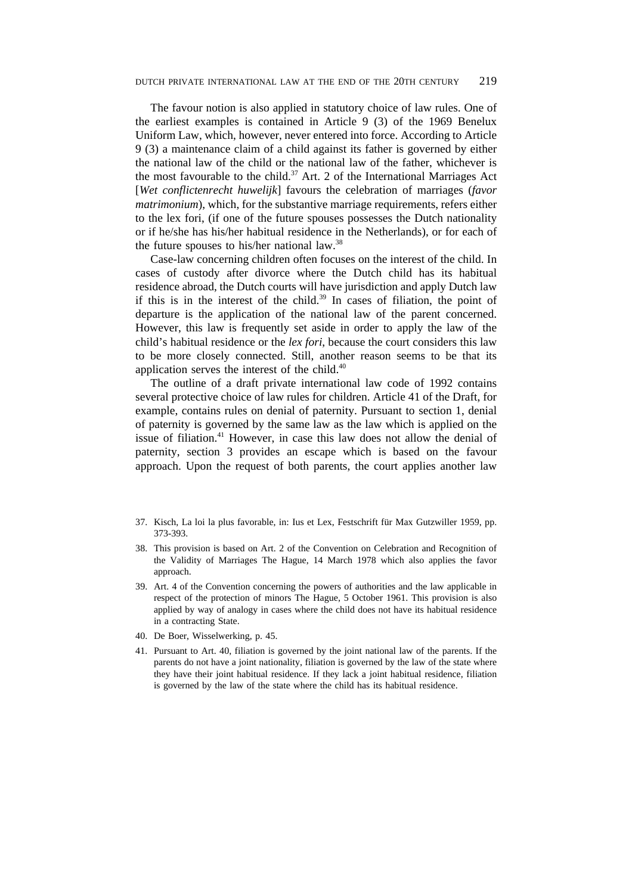The favour notion is also applied in statutory choice of law rules. One of the earliest examples is contained in Article 9 (3) of the 1969 Benelux Uniform Law, which, however, never entered into force. According to Article 9 (3) a maintenance claim of a child against its father is governed by either the national law of the child or the national law of the father, whichever is the most favourable to the child.[37] Art. 2 of the International Marriages Act [*Wet conflictenrecht huwelijk*] favours the celebration of marriages (*favor matrimonium*), which, for the substantive marriage requirements, refers either to the lex fori, (if one of the future spouses possesses the Dutch nationality or if he/she has his/her habitual residence in the Netherlands), or for each of the future spouses to his/her national law.[38]

Case-law concerning children often focuses on the interest of the child. In cases of custody after divorce where the Dutch child has its habitual residence abroad, the Dutch courts will have jurisdiction and apply Dutch law if this is in the interest of the child.[39] In cases of filiation, the point of departure is the application of the national law of the parent concerned. However, this law is frequently set aside in order to apply the law of the child's habitual residence or the *lex fori*, because the court considers this law to be more closely connected. Still, another reason seems to be that its application serves the interest of the child.[40]

The outline of a draft private international law code of 1992 contains several protective choice of law rules for children. Article 41 of the Draft, for example, contains rules on denial of paternity. Pursuant to section 1, denial of paternity is governed by the same law as the law which is applied on the issue of filiation.[41] However, in case this law does not allow the denial of paternity, section 3 provides an escape which is based on the favour approach. Upon the request of both parents, the court applies another law

37. Kisch, La loi la plus favorable, in: Ius et Lex, Festschrift für Max Gutzwiller 1959, pp. 373-393.

38. This provision is based on Art. 2 of the Convention on Celebration and Recognition of the Validity of Marriages The Hague, 14 March 1978 which also applies the favor approach.

39. Art. 4 of the Convention concerning the powers of authorities and the law applicable in respect of the protection of minors The Hague, 5 October 1961. This provision is also applied by way of analogy in cases where the child does not have its habitual residence in a contracting State.

40. De Boer, Wisselwerking, p. 45.

41. Pursuant to Art. 40, filiation is governed by the joint national law of the parents. If the parents do not have a joint nationality, filiation is governed by the law of the state where they have their joint habitual residence. If they lack a joint habitual residence, filiation is governed by the law of the state where the child has its habitual residence.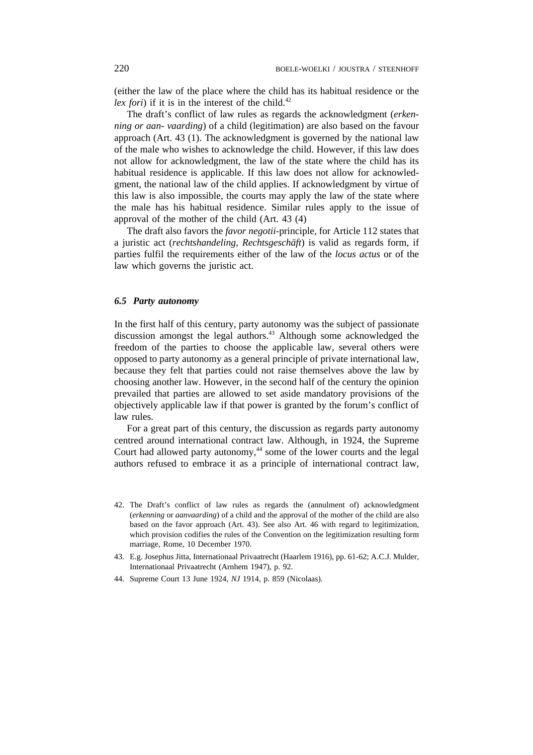(either the law of the place where the child has its habitual residence or the *lex fori*) if it is in the interest of the child.[42]

The draft's conflict of law rules as regards the acknowledgment (*erkenning or aan- vaarding*) of a child (legitimation) are also based on the favour approach (Art. 43 (1). The acknowledgment is governed by the national law of the male who wishes to acknowledge the child. However, if this law does not allow for acknowledgment, the law of the state where the child has its habitual residence is applicable. If this law does not allow for acknowledgment, the national law of the child applies. If acknowledgment by virtue of this law is also impossible, the courts may apply the law of the state where the male has his habitual residence. Similar rules apply to the issue of approval of the mother of the child (Art. 43 (4)

The draft also favors the *favor negotii*-principle, for Article 112 states that a juristic act (*rechtshandeling, Rechtsgeschäft*) is valid as regards form, if parties fulfil the requirements either of the law of the *locus actus* or of the law which governs the juristic act.

### *6.5 Party autonomy*

In the first half of this century, party autonomy was the subject of passionate discussion amongst the legal authors.[43] Although some acknowledged the freedom of the parties to choose the applicable law, several others were opposed to party autonomy as a general principle of private international law, because they felt that parties could not raise themselves above the law by choosing another law. However, in the second half of the century the opinion prevailed that parties are allowed to set aside mandatory provisions of the objectively applicable law if that power is granted by the forum's conflict of law rules.

For a great part of this century, the discussion as regards party autonomy centred around international contract law. Although, in 1924, the Supreme Court had allowed party autonomy,[44] some of the lower courts and the legal authors refused to embrace it as a principle of international contract law,

42. The Draft's conflict of law rules as regards the (annulment of) acknowledgment (*erkenning* or *aanvaarding*) of a child and the approval of the mother of the child are also based on the favor approach (Art. 43). See also Art. 46 with regard to legitimization, which provision codifies the rules of the Convention on the legitimization resulting form marriage, Rome, 10 December 1970.

43. E.g. Josephus Jitta, Internationaal Privaatrecht (Haarlem 1916), pp. 61-62; A.C.J. Mulder, Internationaal Privaatrecht (Arnhem 1947), p. 92.

44. Supreme Court 13 June 1924, *NJ* 1914, p. 859 (Nicolaas).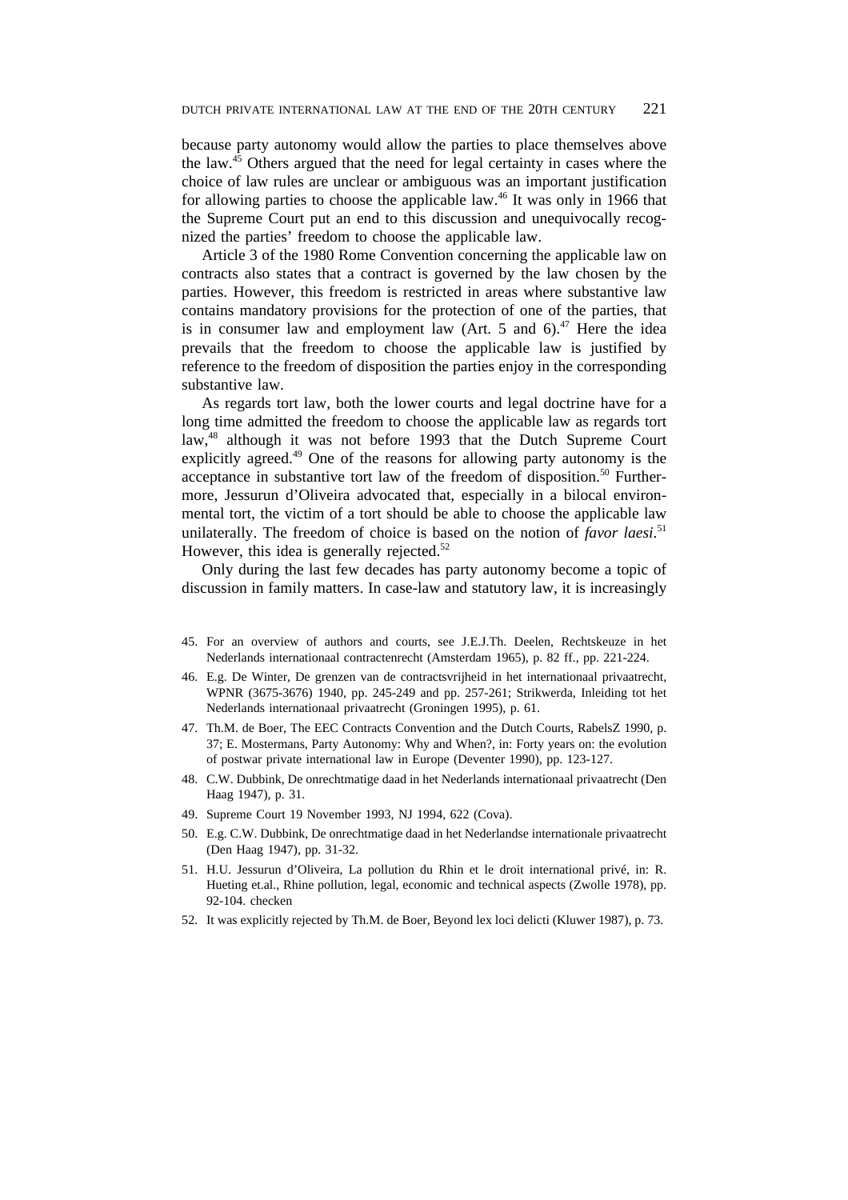because party autonomy would allow the parties to place themselves above the law.[45] Others argued that the need for legal certainty in cases where the choice of law rules are unclear or ambiguous was an important justification for allowing parties to choose the applicable law.[46] It was only in 1966 that the Supreme Court put an end to this discussion and unequivocally recognized the parties' freedom to choose the applicable law.

Article 3 of the 1980 Rome Convention concerning the applicable law on contracts also states that a contract is governed by the law chosen by the parties. However, this freedom is restricted in areas where substantive law contains mandatory provisions for the protection of one of the parties, that is in consumer law and employment law (Art. 5 and 6).[47] Here the idea prevails that the freedom to choose the applicable law is justified by reference to the freedom of disposition the parties enjoy in the corresponding substantive law.

As regards tort law, both the lower courts and legal doctrine have for a long time admitted the freedom to choose the applicable law as regards tort law,[48] although it was not before 1993 that the Dutch Supreme Court explicitly agreed.[49] One of the reasons for allowing party autonomy is the acceptance in substantive tort law of the freedom of disposition.[50] Furthermore, Jessurun d'Oliveira advocated that, especially in a bilocal environmental tort, the victim of a tort should be able to choose the applicable law unilaterally. The freedom of choice is based on the notion of *favor laesi*.[51] However, this idea is generally rejected.[52]

Only during the last few decades has party autonomy become a topic of discussion in family matters. In case-law and statutory law, it is increasingly

45. For an overview of authors and courts, see J.E.J.Th. Deelen, Rechtskeuze in het Nederlands internationaal contractenrecht (Amsterdam 1965), p. 82 ff., pp. 221-224.

46. E.g. De Winter, De grenzen van de contractsvrijheid in het internationaal privaatrecht, WPNR (3675-3676) 1940, pp. 245-249 and pp. 257-261; Strikwerda, Inleiding tot het Nederlands internationaal privaatrecht (Groningen 1995), p. 61.

47. Th.M. de Boer, The EEC Contracts Convention and the Dutch Courts, RabelsZ 1990, p. 37; E. Mostermans, Party Autonomy: Why and When?, in: Forty years on: the evolution of postwar private international law in Europe (Deventer 1990), pp. 123-127.

48. C.W. Dubbink, De onrechtmatige daad in het Nederlands internationaal privaatrecht (Den Haag 1947), p. 31.

49. Supreme Court 19 November 1993, NJ 1994, 622 (Cova).

50. E.g. C.W. Dubbink, De onrechtmatige daad in het Nederlandse internationale privaatrecht (Den Haag 1947), pp. 31-32.

51. H.U. Jessurun d'Oliveira, La pollution du Rhin et le droit international privé, in: R. Hueting et.al., Rhine pollution, legal, economic and technical aspects (Zwolle 1978), pp. 92-104. checken

52. It was explicitly rejected by Th.M. de Boer, Beyond lex loci delicti (Kluwer 1987), p. 73.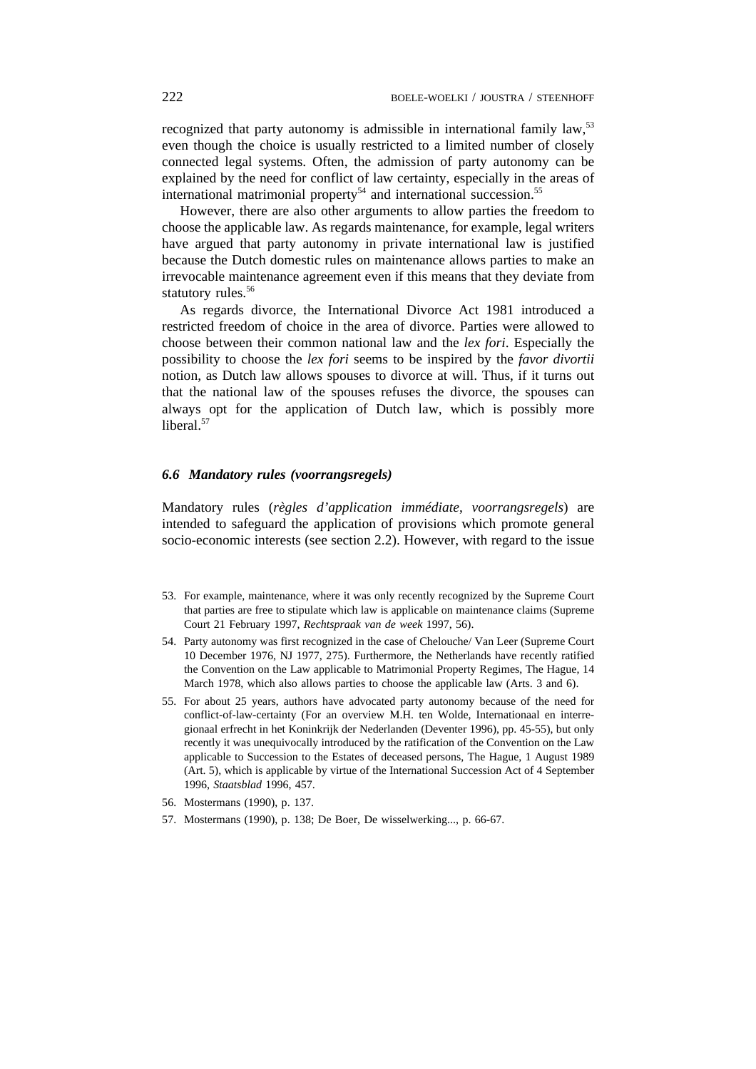recognized that party autonomy is admissible in international family law,[53] even though the choice is usually restricted to a limited number of closely connected legal systems. Often, the admission of party autonomy can be explained by the need for conflict of law certainty, especially in the areas of international matrimonial property[54] and international succession.[55]

However, there are also other arguments to allow parties the freedom to choose the applicable law. As regards maintenance, for example, legal writers have argued that party autonomy in private international law is justified because the Dutch domestic rules on maintenance allows parties to make an irrevocable maintenance agreement even if this means that they deviate from statutory rules.[56]

As regards divorce, the International Divorce Act 1981 introduced a restricted freedom of choice in the area of divorce. Parties were allowed to choose between their common national law and the *lex fori*. Especially the possibility to choose the *lex fori* seems to be inspired by the *favor divortii* notion, as Dutch law allows spouses to divorce at will. Thus, if it turns out that the national law of the spouses refuses the divorce, the spouses can always opt for the application of Dutch law, which is possibly more liberal.[57]

### *6.6 Mandatory rules (voorrangsregels)*

Mandatory rules (*règles d'application immédiate*, *voorrangsregels*) are intended to safeguard the application of provisions which promote general socio-economic interests (see section 2.2). However, with regard to the issue

53. For example, maintenance, where it was only recently recognized by the Supreme Court that parties are free to stipulate which law is applicable on maintenance claims (Supreme Court 21 February 1997, *Rechtspraak van de week* 1997, 56).

54. Party autonomy was first recognized in the case of Chelouche/ Van Leer (Supreme Court 10 December 1976, NJ 1977, 275). Furthermore, the Netherlands have recently ratified the Convention on the Law applicable to Matrimonial Property Regimes, The Hague, 14 March 1978, which also allows parties to choose the applicable law (Arts. 3 and 6).

55. For about 25 years, authors have advocated party autonomy because of the need for conflict-of-law-certainty (For an overview M.H. ten Wolde, Internationaal en interregionaal erfrecht in het Koninkrijk der Nederlanden (Deventer 1996), pp. 45-55), but only recently it was unequivocally introduced by the ratification of the Convention on the Law applicable to Succession to the Estates of deceased persons, The Hague, 1 August 1989 (Art. 5), which is applicable by virtue of the International Succession Act of 4 September 1996, *Staatsblad* 1996, 457.

56. Mostermans (1990), p. 137.

57. Mostermans (1990), p. 138; De Boer, De wisselwerking..., p. 66-67.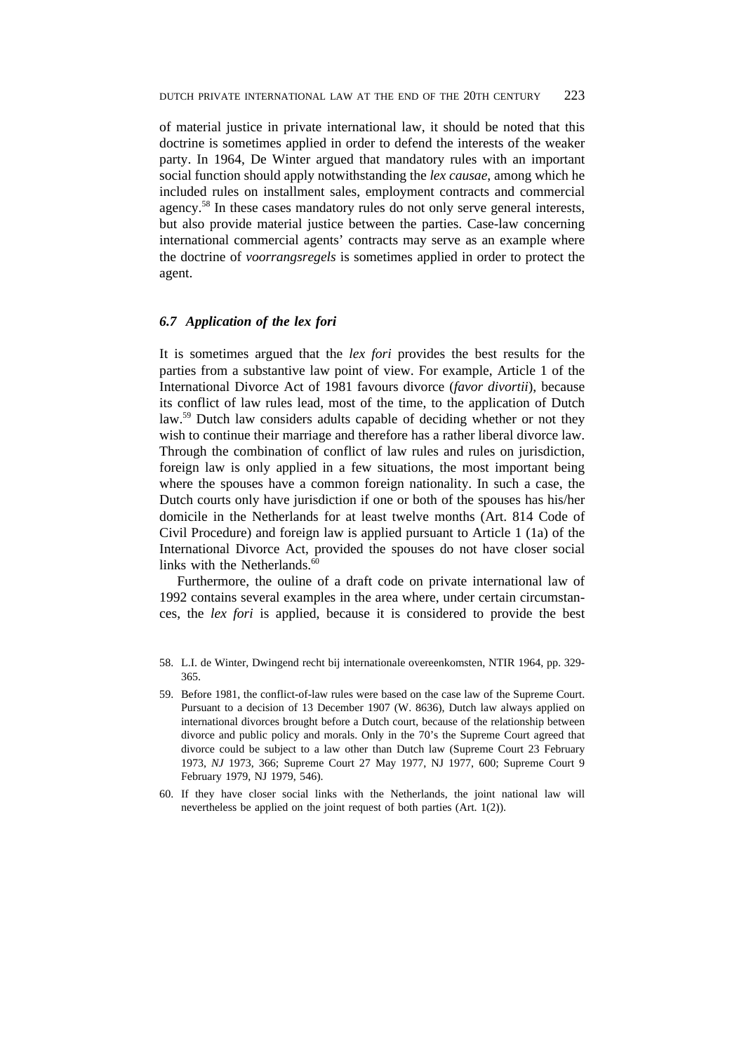of material justice in private international law, it should be noted that this doctrine is sometimes applied in order to defend the interests of the weaker party. In 1964, De Winter argued that mandatory rules with an important social function should apply notwithstanding the *lex causae*, among which he included rules on installment sales, employment contracts and commercial agency.[58] In these cases mandatory rules do not only serve general interests, but also provide material justice between the parties. Case-law concerning international commercial agents' contracts may serve as an example where the doctrine of *voorrangsregels* is sometimes applied in order to protect the agent.

### *6.7 Application of the lex fori*

It is sometimes argued that the *lex fori* provides the best results for the parties from a substantive law point of view. For example, Article 1 of the International Divorce Act of 1981 favours divorce (*favor divortii*), because its conflict of law rules lead, most of the time, to the application of Dutch law.[59] Dutch law considers adults capable of deciding whether or not they wish to continue their marriage and therefore has a rather liberal divorce law. Through the combination of conflict of law rules and rules on jurisdiction, foreign law is only applied in a few situations, the most important being where the spouses have a common foreign nationality. In such a case, the Dutch courts only have jurisdiction if one or both of the spouses has his/her domicile in the Netherlands for at least twelve months (Art. 814 Code of Civil Procedure) and foreign law is applied pursuant to Article 1 (1a) of the International Divorce Act, provided the spouses do not have closer social links with the Netherlands.[60]

Furthermore, the ouline of a draft code on private international law of 1992 contains several examples in the area where, under certain circumstances, the *lex fori* is applied, because it is considered to provide the best

58. L.I. de Winter, Dwingend recht bij internationale overeenkomsten, NTIR 1964, pp. 329-365.

59. Before 1981, the conflict-of-law rules were based on the case law of the Supreme Court. Pursuant to a decision of 13 December 1907 (W. 8636), Dutch law always applied on international divorces brought before a Dutch court, because of the relationship between divorce and public policy and morals. Only in the 70's the Supreme Court agreed that divorce could be subject to a law other than Dutch law (Supreme Court 23 February 1973, *NJ* 1973, 366; Supreme Court 27 May 1977, NJ 1977, 600; Supreme Court 9 February 1979, NJ 1979, 546).

60. If they have closer social links with the Netherlands, the joint national law will nevertheless be applied on the joint request of both parties (Art. 1(2)).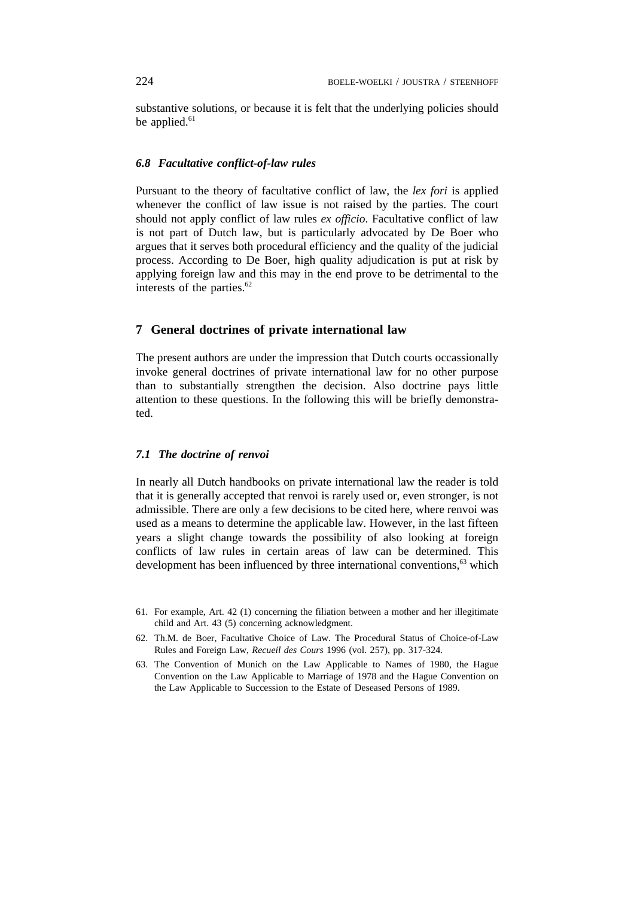substantive solutions, or because it is felt that the underlying policies should be applied.[61]

### *6.8 Facultative conflict-of-law rules*

Pursuant to the theory of facultative conflict of law, the *lex fori* is applied whenever the conflict of law issue is not raised by the parties. The court should not apply conflict of law rules *ex officio*. Facultative conflict of law is not part of Dutch law, but is particularly advocated by De Boer who argues that it serves both procedural efficiency and the quality of the judicial process. According to De Boer, high quality adjudication is put at risk by applying foreign law and this may in the end prove to be detrimental to the interests of the parties.[62]

## 7 General doctrines of private international law

The present authors are under the impression that Dutch courts occassionally invoke general doctrines of private international law for no other purpose than to substantially strengthen the decision. Also doctrine pays little attention to these questions. In the following this will be briefly demonstrated.

### *7.1 The doctrine of renvoi*

In nearly all Dutch handbooks on private international law the reader is told that it is generally accepted that renvoi is rarely used or, even stronger, is not admissible. There are only a few decisions to be cited here, where renvoi was used as a means to determine the applicable law. However, in the last fifteen years a slight change towards the possibility of also looking at foreign conflicts of law rules in certain areas of law can be determined. This development has been influenced by three international conventions,[63] which

61. For example, Art. 42 (1) concerning the filiation between a mother and her illegitimate child and Art. 43 (5) concerning acknowledgment.

62. Th.M. de Boer, Facultative Choice of Law. The Procedural Status of Choice-of-Law Rules and Foreign Law, *Recueil des Cours* 1996 (vol. 257), pp. 317-324.

63. The Convention of Munich on the Law Applicable to Names of 1980, the Hague Convention on the Law Applicable to Marriage of 1978 and the Hague Convention on the Law Applicable to Succession to the Estate of Deseased Persons of 1989.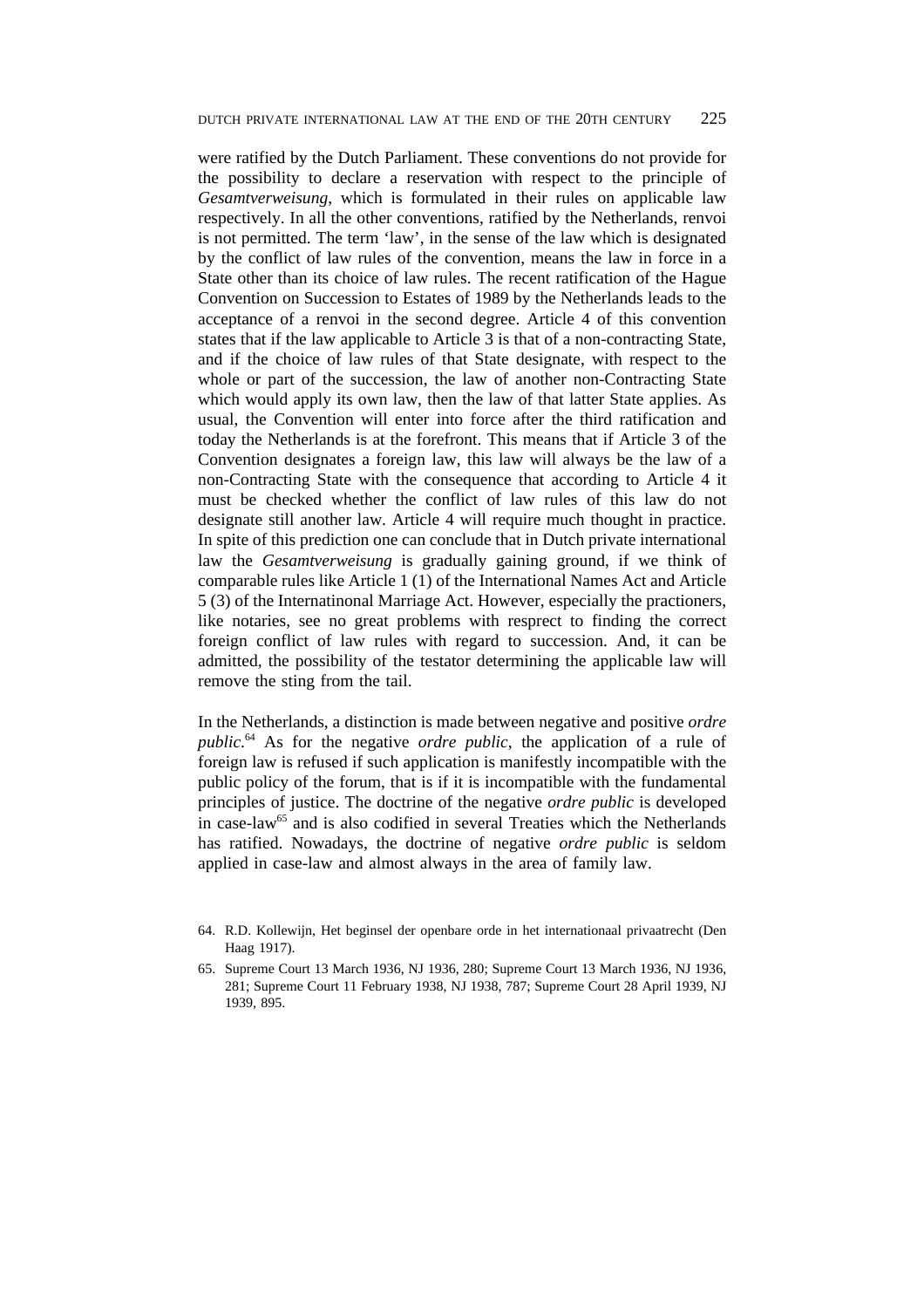were ratified by the Dutch Parliament. These conventions do not provide for the possibility to declare a reservation with respect to the principle of *Gesamtverweisung*, which is formulated in their rules on applicable law respectively. In all the other conventions, ratified by the Netherlands, renvoi is not permitted. The term 'law', in the sense of the law which is designated by the conflict of law rules of the convention, means the law in force in a State other than its choice of law rules. The recent ratification of the Hague Convention on Succession to Estates of 1989 by the Netherlands leads to the acceptance of a renvoi in the second degree. Article 4 of this convention states that if the law applicable to Article 3 is that of a non-contracting State, and if the choice of law rules of that State designate, with respect to the whole or part of the succession, the law of another non-Contracting State which would apply its own law, then the law of that latter State applies. As usual, the Convention will enter into force after the third ratification and today the Netherlands is at the forefront. This means that if Article 3 of the Convention designates a foreign law, this law will always be the law of a non-Contracting State with the consequence that according to Article 4 it must be checked whether the conflict of law rules of this law do not designate still another law. Article 4 will require much thought in practice. In spite of this prediction one can conclude that in Dutch private international law the *Gesamtverweisung* is gradually gaining ground, if we think of comparable rules like Article 1 (1) of the International Names Act and Article 5 (3) of the Internatinonal Marriage Act. However, especially the practioners, like notaries, see no great problems with resprect to finding the correct foreign conflict of law rules with regard to succession. And, it can be admitted, the possibility of the testator determining the applicable law will remove the sting from the tail.

In the Netherlands, a distinction is made between negative and positive *ordre public*.[64] As for the negative *ordre public*, the application of a rule of foreign law is refused if such application is manifestly incompatible with the public policy of the forum, that is if it is incompatible with the fundamental principles of justice. The doctrine of the negative *ordre public* is developed in case-law[65] and is also codified in several Treaties which the Netherlands has ratified. Nowadays, the doctrine of negative *ordre public* is seldom applied in case-law and almost always in the area of family law.

64. R.D. Kollewijn, Het beginsel der openbare orde in het internationaal privaatrecht (Den Haag 1917).

65. Supreme Court 13 March 1936, NJ 1936, 280; Supreme Court 13 March 1936, NJ 1936, 281; Supreme Court 11 February 1938, NJ 1938, 787; Supreme Court 28 April 1939, NJ 1939, 895.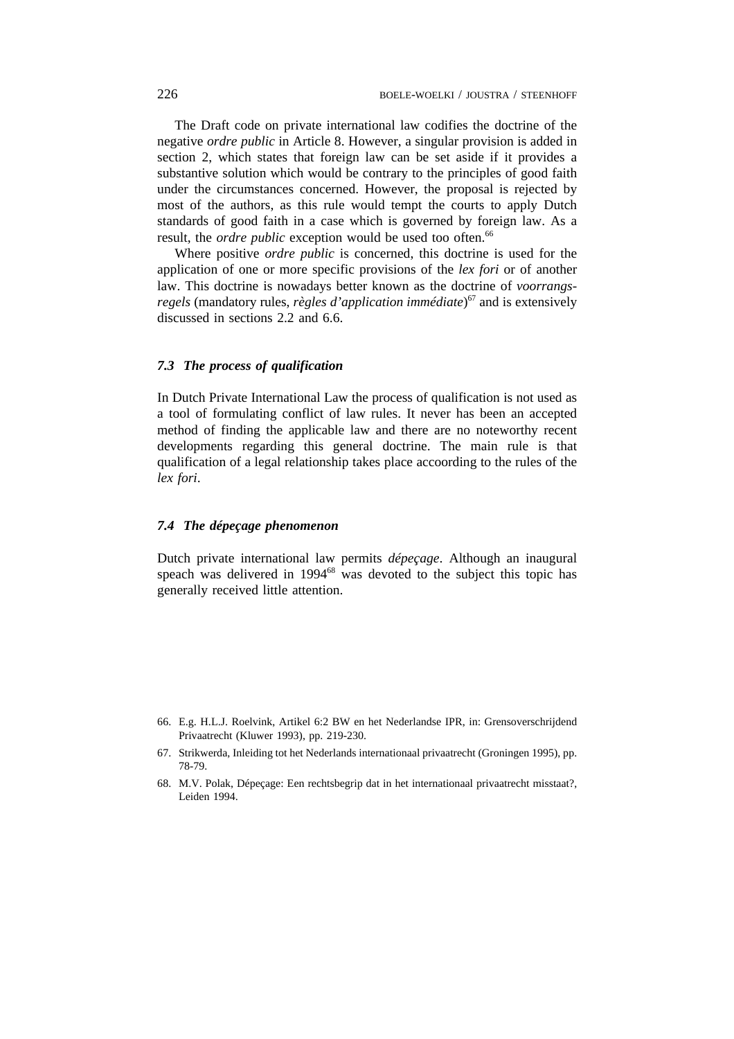The Draft code on private international law codifies the doctrine of the negative *ordre public* in Article 8. However, a singular provision is added in section 2, which states that foreign law can be set aside if it provides a substantive solution which would be contrary to the principles of good faith under the circumstances concerned. However, the proposal is rejected by most of the authors, as this rule would tempt the courts to apply Dutch standards of good faith in a case which is governed by foreign law. As a result, the *ordre public* exception would be used too often.[66]

Where positive *ordre public* is concerned, this doctrine is used for the application of one or more specific provisions of the *lex fori* or of another law. This doctrine is nowadays better known as the doctrine of *voorrangsregels* (mandatory rules, *règles d'application immédiate*)[67] and is extensively discussed in sections 2.2 and 6.6.

### *7.3 The process of qualification*

In Dutch Private International Law the process of qualification is not used as a tool of formulating conflict of law rules. It never has been an accepted method of finding the applicable law and there are no noteworthy recent developments regarding this general doctrine. The main rule is that qualification of a legal relationship takes place accoording to the rules of the *lex fori*.

### *7.4 The dépeçage phenomenon*

Dutch private international law permits *dépeçage*. Although an inaugural speach was delivered in 1994[68] was devoted to the subject this topic has generally received little attention.

66. E.g. H.L.J. Roelvink, Artikel 6:2 BW en het Nederlandse IPR, in: Grensoverschrijdend Privaatrecht (Kluwer 1993), pp. 219-230.
67. Strikwerda, Inleiding tot het Nederlands internationaal privaatrecht (Groningen 1995), pp. 78-79.
68. M.V. Polak, Dépeçage: Een rechtsbegrip dat in het internationaal privaatrecht misstaat?, Leiden 1994.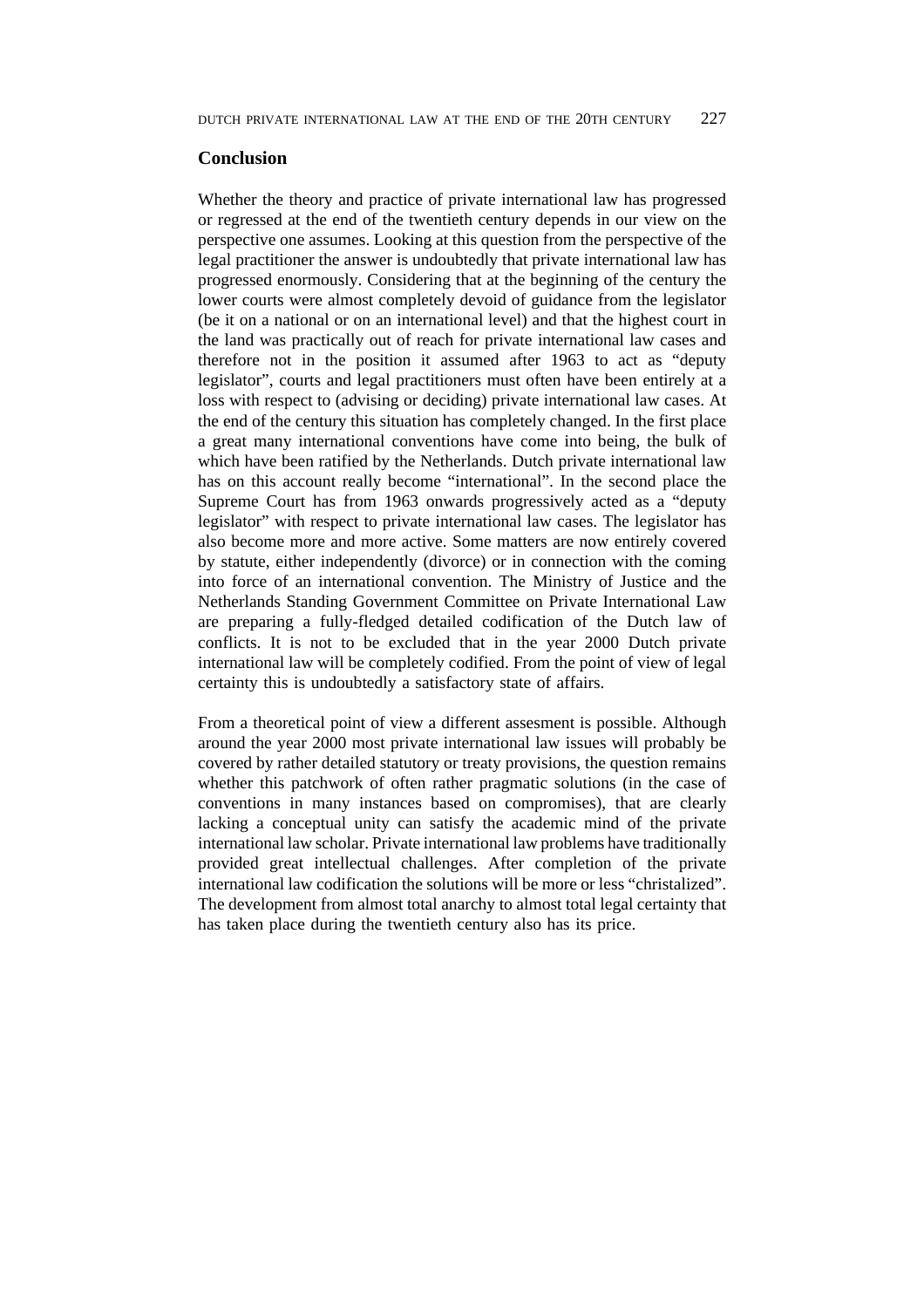## Conclusion

Whether the theory and practice of private international law has progressed or regressed at the end of the twentieth century depends in our view on the perspective one assumes. Looking at this question from the perspective of the legal practitioner the answer is undoubtedly that private international law has progressed enormously. Considering that at the beginning of the century the lower courts were almost completely devoid of guidance from the legislator (be it on a national or on an international level) and that the highest court in the land was practically out of reach for private international law cases and therefore not in the position it assumed after 1963 to act as "deputy legislator", courts and legal practitioners must often have been entirely at a loss with respect to (advising or deciding) private international law cases. At the end of the century this situation has completely changed. In the first place a great many international conventions have come into being, the bulk of which have been ratified by the Netherlands. Dutch private international law has on this account really become "international". In the second place the Supreme Court has from 1963 onwards progressively acted as a "deputy legislator" with respect to private international law cases. The legislator has also become more and more active. Some matters are now entirely covered by statute, either independently (divorce) or in connection with the coming into force of an international convention. The Ministry of Justice and the Netherlands Standing Government Committee on Private International Law are preparing a fully-fledged detailed codification of the Dutch law of conflicts. It is not to be excluded that in the year 2000 Dutch private international law will be completely codified. From the point of view of legal certainty this is undoubtedly a satisfactory state of affairs.

From a theoretical point of view a different assesment is possible. Although around the year 2000 most private international law issues will probably be covered by rather detailed statutory or treaty provisions, the question remains whether this patchwork of often rather pragmatic solutions (in the case of conventions in many instances based on compromises), that are clearly lacking a conceptual unity can satisfy the academic mind of the private international law scholar. Private international law problems have traditionally provided great intellectual challenges. After completion of the private international law codification the solutions will be more or less "christalized". The development from almost total anarchy to almost total legal certainty that has taken place during the twentieth century also has its price.